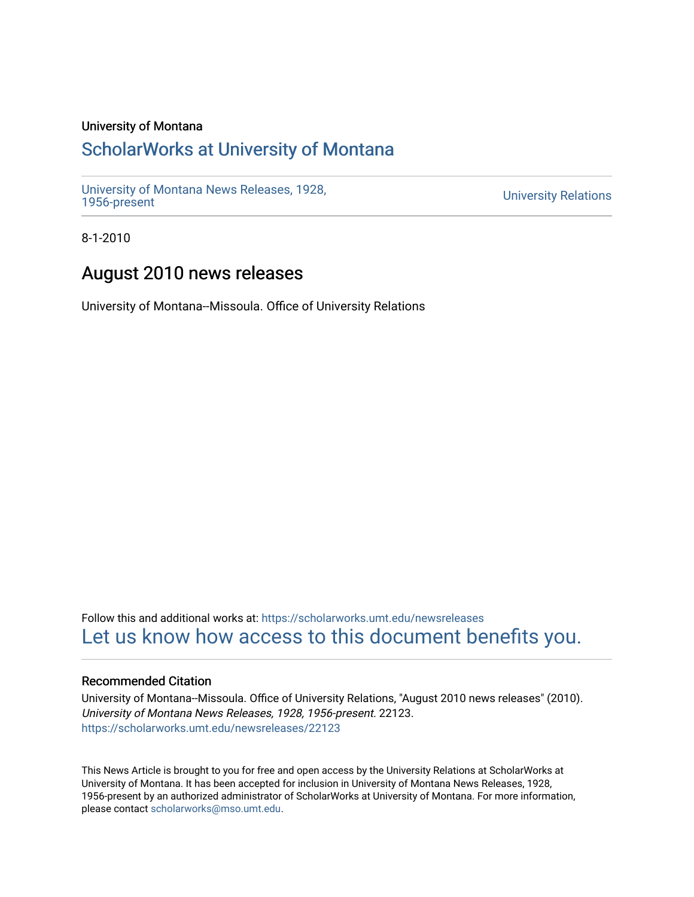University of Montana

# ScholarWorks at University of Montana

University of Montana News Releases, 1928, 1956-present

University Relations

8-1-2010

## August 2010 news releases

University of Montana--Missoula. Office of University Relations

Follow this and additional works at: https://scholarworks.umt.edu/newsreleases

Let us know how access to this document benefits you.

### Recommended Citation

University of Montana--Missoula. Office of University Relations, "August 2010 news releases" (2010). *University of Montana News Releases, 1928, 1956-present*. 22123.
https://scholarworks.umt.edu/newsreleases/22123

This News Article is brought to you for free and open access by the University Relations at ScholarWorks at University of Montana. It has been accepted for inclusion in University of Montana News Releases, 1928, 1956-present by an authorized administrator of ScholarWorks at University of Montana. For more information, please contact scholarworks@mso.umt.edu.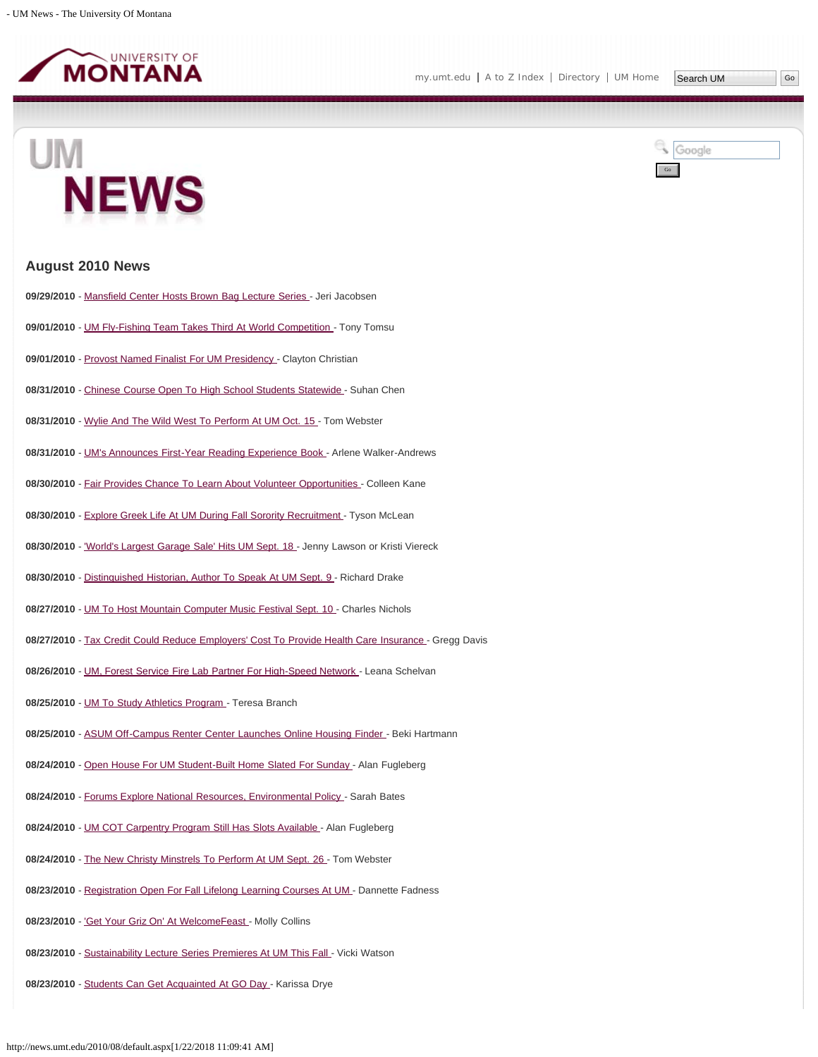## August 2010 News

**09/29/2010** - Mansfield Center Hosts Brown Bag Lecture Series - Jeri Jacobsen

**09/01/2010** - UM Fly-Fishing Team Takes Third At World Competition - Tony Tomsu

**09/01/2010** - Provost Named Finalist For UM Presidency - Clayton Christian

**08/31/2010** - Chinese Course Open To High School Students Statewide - Suhan Chen

**08/31/2010** - Wylie And The Wild West To Perform At UM Oct. 15 - Tom Webster

**08/31/2010** - UM's Announces First-Year Reading Experience Book - Arlene Walker-Andrews

**08/30/2010** - Fair Provides Chance To Learn About Volunteer Opportunities - Colleen Kane

**08/30/2010** - Explore Greek Life At UM During Fall Sorority Recruitment - Tyson McLean

**08/30/2010** - 'World's Largest Garage Sale' Hits UM Sept. 18 - Jenny Lawson or Kristi Viereck

**08/30/2010** - Distinguished Historian, Author To Speak At UM Sept. 9 - Richard Drake

**08/27/2010** - UM To Host Mountain Computer Music Festival Sept. 10 - Charles Nichols

**08/27/2010** - Tax Credit Could Reduce Employers' Cost To Provide Health Care Insurance - Gregg Davis

**08/26/2010** - UM, Forest Service Fire Lab Partner For High-Speed Network - Leana Schelvan

**08/25/2010** - UM To Study Athletics Program - Teresa Branch

**08/25/2010** - ASUM Off-Campus Renter Center Launches Online Housing Finder - Beki Hartmann

**08/24/2010** - Open House For UM Student-Built Home Slated For Sunday - Alan Fugleberg

**08/24/2010** - Forums Explore National Resources, Environmental Policy - Sarah Bates

**08/24/2010** - UM COT Carpentry Program Still Has Slots Available - Alan Fugleberg

**08/24/2010** - The New Christy Minstrels To Perform At UM Sept. 26 - Tom Webster

**08/23/2010** - Registration Open For Fall Lifelong Learning Courses At UM - Dannette Fadness

**08/23/2010** - 'Get Your Griz On' At WelcomeFeast - Molly Collins

**08/23/2010** - Sustainability Lecture Series Premieres At UM This Fall - Vicki Watson

**08/23/2010** - Students Can Get Acquainted At GO Day - Karissa Drye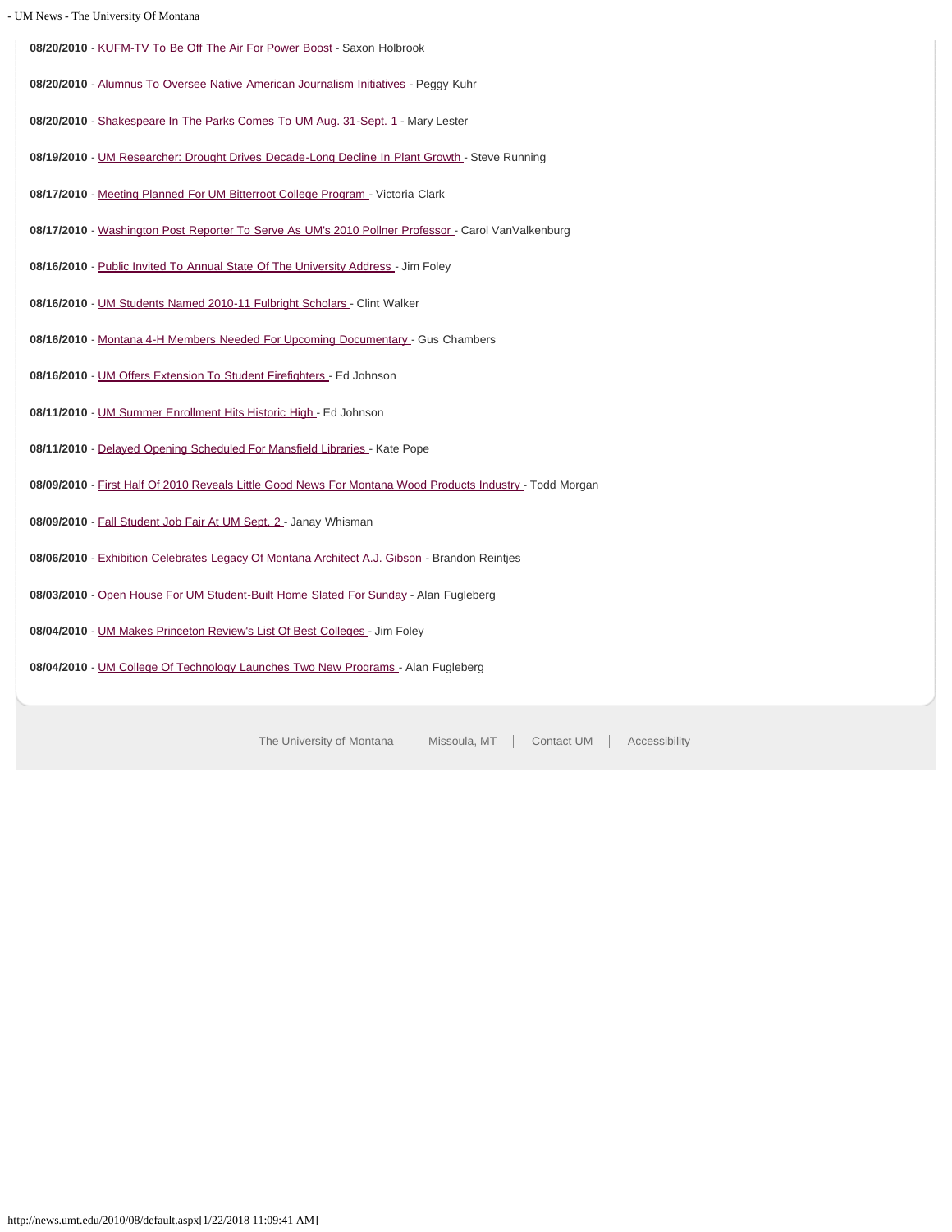**08/20/2010** - KUFM-TV To Be Off The Air For Power Boost - Saxon Holbrook

**08/20/2010** - Alumnus To Oversee Native American Journalism Initiatives - Peggy Kuhr

**08/20/2010** - Shakespeare In The Parks Comes To UM Aug. 31-Sept. 1 - Mary Lester

**08/19/2010** - UM Researcher: Drought Drives Decade-Long Decline In Plant Growth - Steve Running

**08/17/2010** - Meeting Planned For UM Bitterroot College Program - Victoria Clark

**08/17/2010** - Washington Post Reporter To Serve As UM's 2010 Pollner Professor - Carol VanValkenburg

**08/16/2010** - Public Invited To Annual State Of The University Address - Jim Foley

**08/16/2010** - UM Students Named 2010-11 Fulbright Scholars - Clint Walker

**08/16/2010** - Montana 4-H Members Needed For Upcoming Documentary - Gus Chambers

**08/16/2010** - UM Offers Extension To Student Firefighters - Ed Johnson

**08/11/2010** - UM Summer Enrollment Hits Historic High - Ed Johnson

**08/11/2010** - Delayed Opening Scheduled For Mansfield Libraries - Kate Pope

**08/09/2010** - First Half Of 2010 Reveals Little Good News For Montana Wood Products Industry - Todd Morgan

**08/09/2010** - Fall Student Job Fair At UM Sept. 2 - Janay Whisman

**08/06/2010** - Exhibition Celebrates Legacy Of Montana Architect A.J. Gibson - Brandon Reintjes

**08/03/2010** - Open House For UM Student-Built Home Slated For Sunday - Alan Fugleberg

**08/04/2010** - UM Makes Princeton Review's List Of Best Colleges - Jim Foley

**08/04/2010** - UM College Of Technology Launches Two New Programs - Alan Fugleberg

The University of Montana | Missoula, MT | Contact UM | Accessibility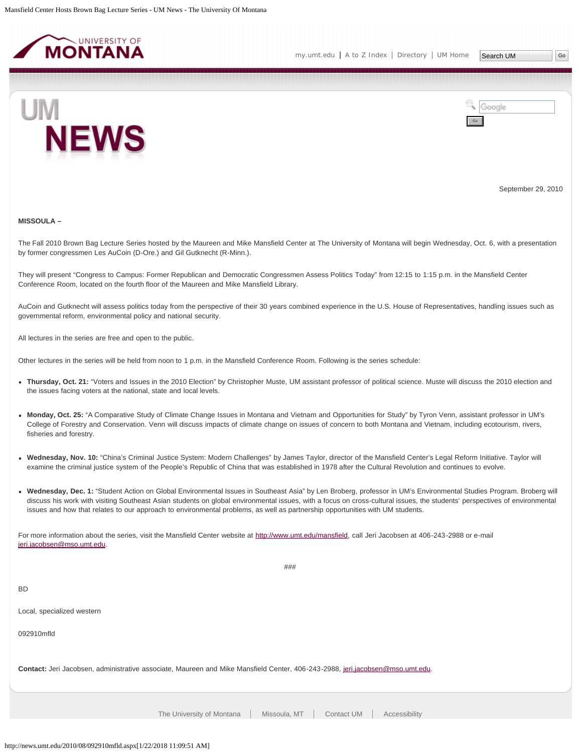September 29, 2010

**MISSOULA –**

The Fall 2010 Brown Bag Lecture Series hosted by the Maureen and Mike Mansfield Center at The University of Montana will begin Wednesday, Oct. 6, with a presentation by former congressmen Les AuCoin (D-Ore.) and Gil Gutknecht (R-Minn.).

They will present "Congress to Campus: Former Republican and Democratic Congressmen Assess Politics Today" from 12:15 to 1:15 p.m. in the Mansfield Center Conference Room, located on the fourth floor of the Maureen and Mike Mansfield Library.

AuCoin and Gutknecht will assess politics today from the perspective of their 30 years combined experience in the U.S. House of Representatives, handling issues such as governmental reform, environmental policy and national security.

All lectures in the series are free and open to the public.

Other lectures in the series will be held from noon to 1 p.m. in the Mansfield Conference Room. Following is the series schedule:

- **Thursday, Oct. 21:** "Voters and Issues in the 2010 Election" by Christopher Muste, UM assistant professor of political science. Muste will discuss the 2010 election and the issues facing voters at the national, state and local levels.
- **Monday, Oct. 25:** "A Comparative Study of Climate Change Issues in Montana and Vietnam and Opportunities for Study" by Tyron Venn, assistant professor in UM's College of Forestry and Conservation. Venn will discuss impacts of climate change on issues of concern to both Montana and Vietnam, including ecotourism, rivers, fisheries and forestry.
- **Wednesday, Nov. 10:** "China's Criminal Justice System: Modern Challenges" by James Taylor, director of the Mansfield Center's Legal Reform Initiative. Taylor will examine the criminal justice system of the People's Republic of China that was established in 1978 after the Cultural Revolution and continues to evolve.
- **Wednesday, Dec. 1:** "Student Action on Global Environmental Issues in Southeast Asia" by Len Broberg, professor in UM's Environmental Studies Program. Broberg will discuss his work with visiting Southeast Asian students on global environmental issues, with a focus on cross-cultural issues, the students' perspectives of environmental issues and how that relates to our approach to environmental problems, as well as partnership opportunities with UM students.

For more information about the series, visit the Mansfield Center website at http://www.umt.edu/mansfield, call Jeri Jacobsen at 406-243-2988 or e-mail jeri.jacobsen@mso.umt.edu.

###

BD

Local, specialized western

092910mfld

**Contact:** Jeri Jacobsen, administrative associate, Maureen and Mike Mansfield Center, 406-243-2988, jeri.jacobsen@mso.umt.edu.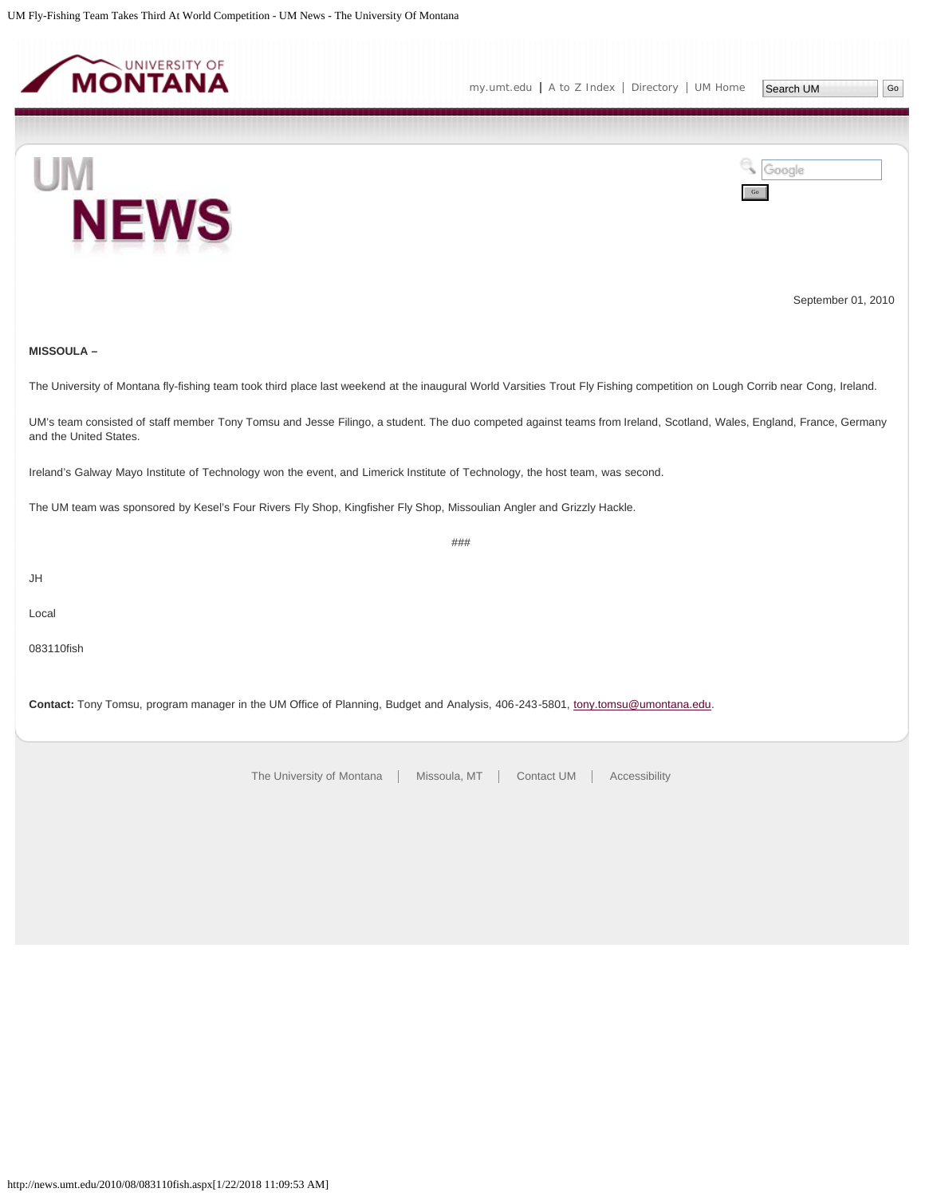September 01, 2010

**MISSOULA –**

The University of Montana fly-fishing team took third place last weekend at the inaugural World Varsities Trout Fly Fishing competition on Lough Corrib near Cong, Ireland.

UM's team consisted of staff member Tony Tomsu and Jesse Filingo, a student. The duo competed against teams from Ireland, Scotland, Wales, England, France, Germany and the United States.

Ireland's Galway Mayo Institute of Technology won the event, and Limerick Institute of Technology, the host team, was second.

The UM team was sponsored by Kesel's Four Rivers Fly Shop, Kingfisher Fly Shop, Missoulian Angler and Grizzly Hackle.

###

JH

Local

083110fish

**Contact:** Tony Tomsu, program manager in the UM Office of Planning, Budget and Analysis, 406-243-5801, tony.tomsu@umontana.edu.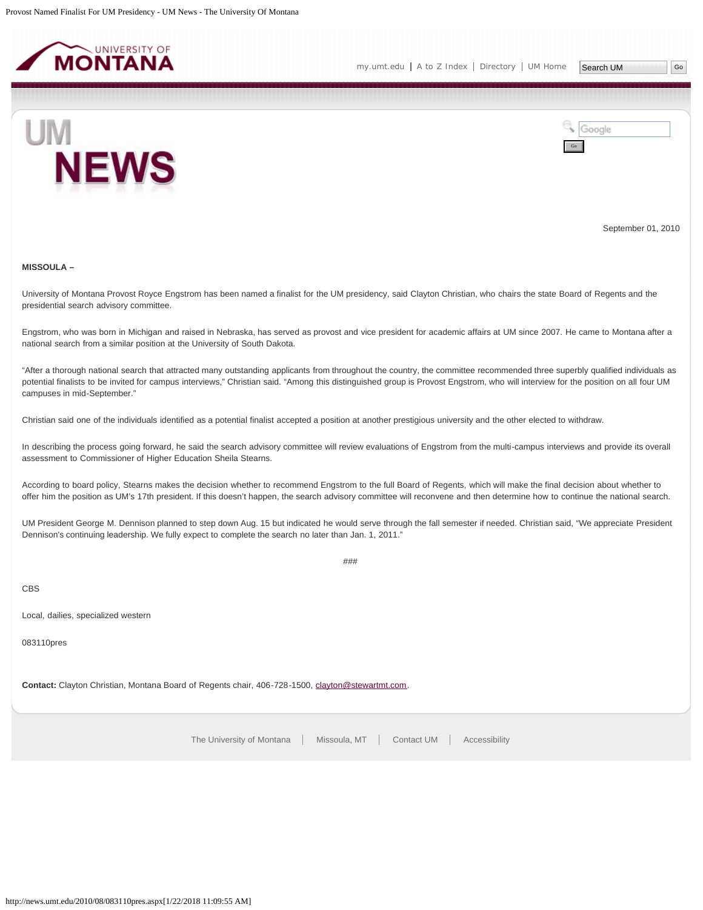September 01, 2010

**MISSOULA –**

University of Montana Provost Royce Engstrom has been named a finalist for the UM presidency, said Clayton Christian, who chairs the state Board of Regents and the presidential search advisory committee.

Engstrom, who was born in Michigan and raised in Nebraska, has served as provost and vice president for academic affairs at UM since 2007. He came to Montana after a national search from a similar position at the University of South Dakota.

"After a thorough national search that attracted many outstanding applicants from throughout the country, the committee recommended three superbly qualified individuals as potential finalists to be invited for campus interviews," Christian said. "Among this distinguished group is Provost Engstrom, who will interview for the position on all four UM campuses in mid-September."

Christian said one of the individuals identified as a potential finalist accepted a position at another prestigious university and the other elected to withdraw.

In describing the process going forward, he said the search advisory committee will review evaluations of Engstrom from the multi-campus interviews and provide its overall assessment to Commissioner of Higher Education Sheila Stearns.

According to board policy, Stearns makes the decision whether to recommend Engstrom to the full Board of Regents, which will make the final decision about whether to offer him the position as UM's 17th president. If this doesn't happen, the search advisory committee will reconvene and then determine how to continue the national search.

UM President George M. Dennison planned to step down Aug. 15 but indicated he would serve through the fall semester if needed. Christian said, "We appreciate President Dennison's continuing leadership. We fully expect to complete the search no later than Jan. 1, 2011."

###

CBS

Local, dailies, specialized western

083110pres

**Contact:** Clayton Christian, Montana Board of Regents chair, 406-728-1500, clayton@stewartmt.com.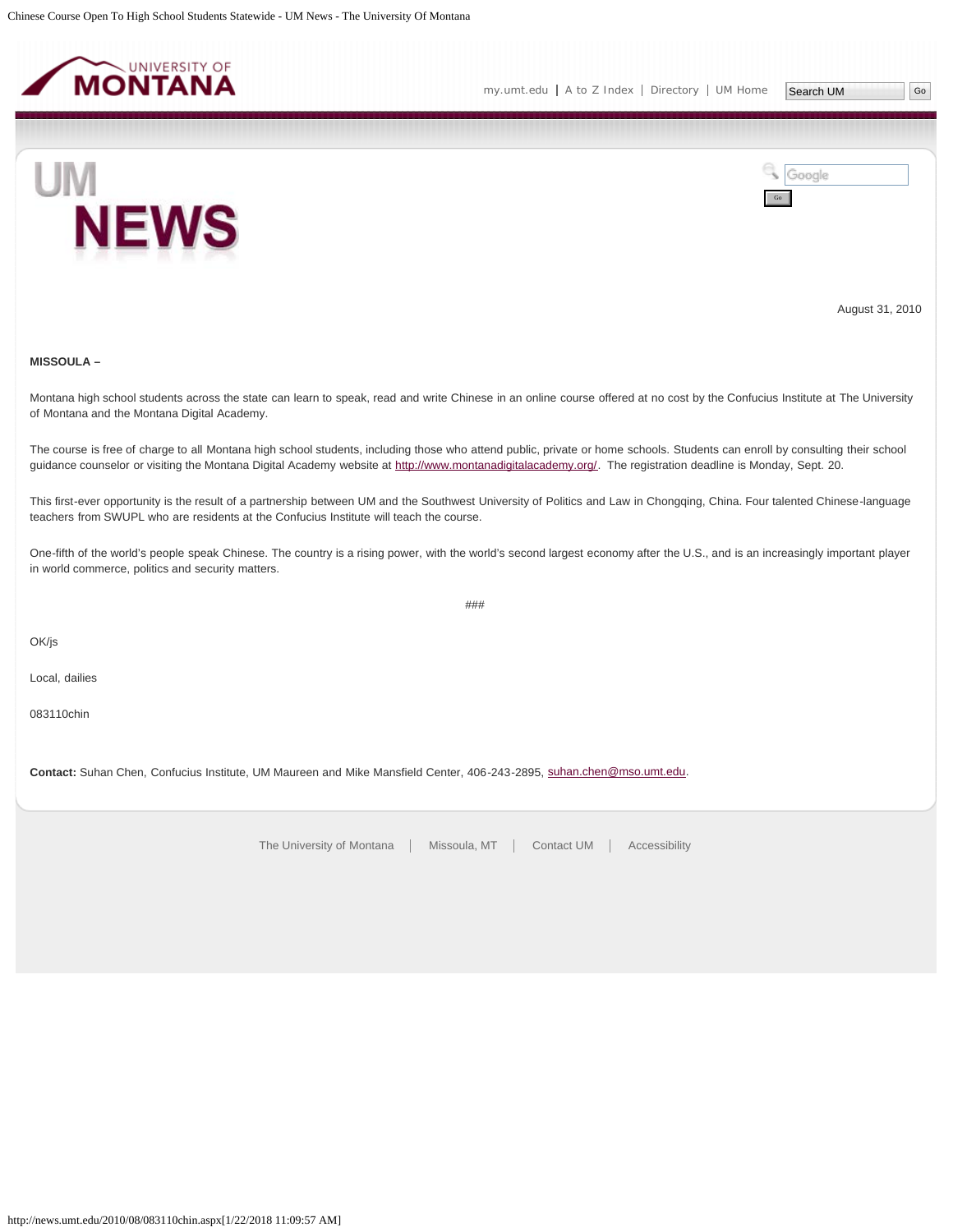August 31, 2010

**MISSOULA –**

Montana high school students across the state can learn to speak, read and write Chinese in an online course offered at no cost by the Confucius Institute at The University of Montana and the Montana Digital Academy.

The course is free of charge to all Montana high school students, including those who attend public, private or home schools. Students can enroll by consulting their school guidance counselor or visiting the Montana Digital Academy website at http://www.montanadigitalacademy.org/. The registration deadline is Monday, Sept. 20.

This first-ever opportunity is the result of a partnership between UM and the Southwest University of Politics and Law in Chongqing, China. Four talented Chinese-language teachers from SWUPL who are residents at the Confucius Institute will teach the course.

One-fifth of the world's people speak Chinese. The country is a rising power, with the world's second largest economy after the U.S., and is an increasingly important player in world commerce, politics and security matters.

###

OK/js

Local, dailies

083110chin

**Contact:** Suhan Chen, Confucius Institute, UM Maureen and Mike Mansfield Center, 406-243-2895, suhan.chen@mso.umt.edu.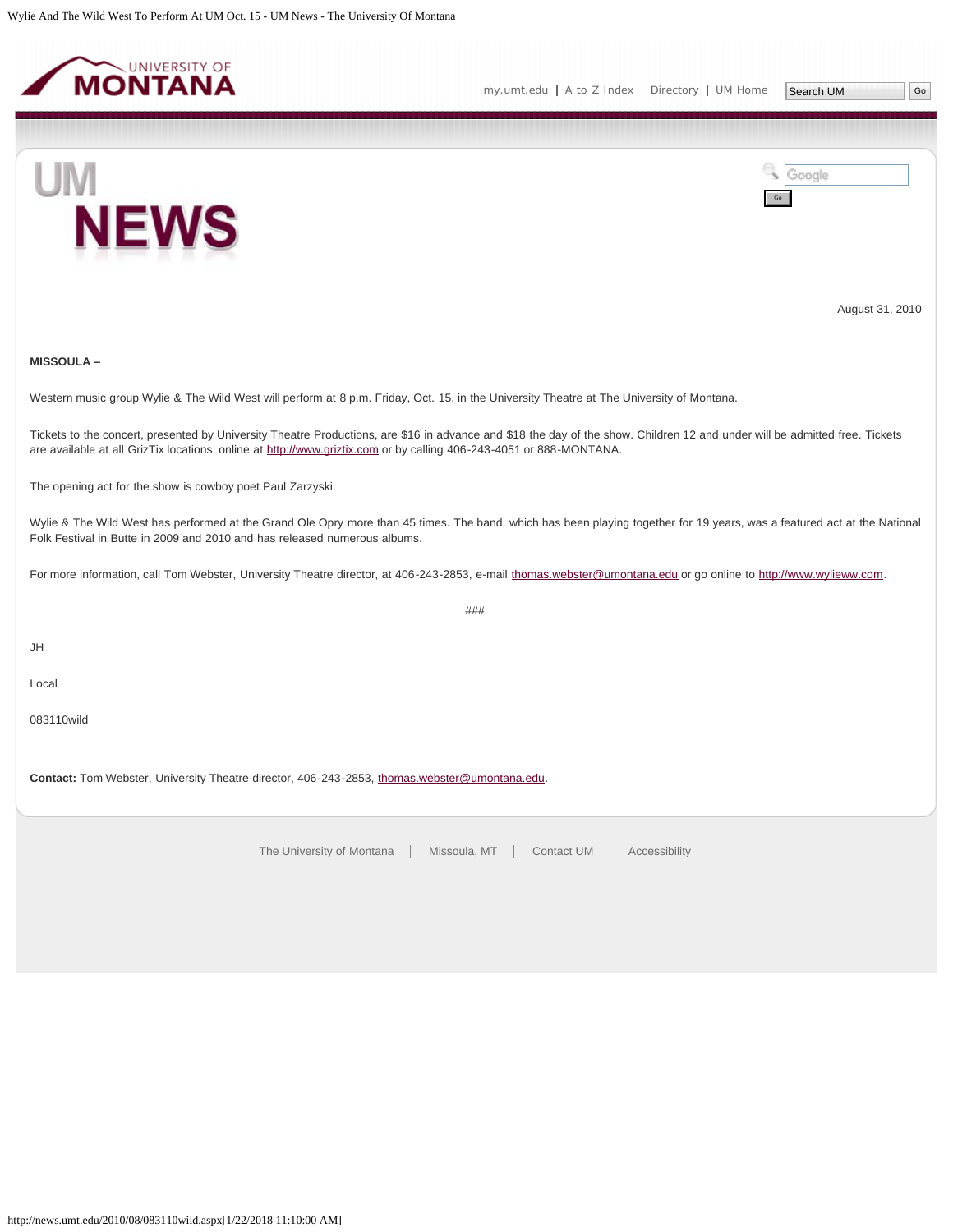August 31, 2010

**MISSOULA –**

Western music group Wylie & The Wild West will perform at 8 p.m. Friday, Oct. 15, in the University Theatre at The University of Montana.

Tickets to the concert, presented by University Theatre Productions, are $16 in advance and $18 the day of the show. Children 12 and under will be admitted free. Tickets are available at all GrizTix locations, online at http://www.griztix.com or by calling 406-243-4051 or 888-MONTANA.

The opening act for the show is cowboy poet Paul Zarzyski.

Wylie & The Wild West has performed at the Grand Ole Opry more than 45 times. The band, which has been playing together for 19 years, was a featured act at the National Folk Festival in Butte in 2009 and 2010 and has released numerous albums.

For more information, call Tom Webster, University Theatre director, at 406-243-2853, e-mail thomas.webster@umontana.edu or go online to http://www.wylieww.com.

###

JH

Local

083110wild

**Contact:** Tom Webster, University Theatre director, 406-243-2853, thomas.webster@umontana.edu.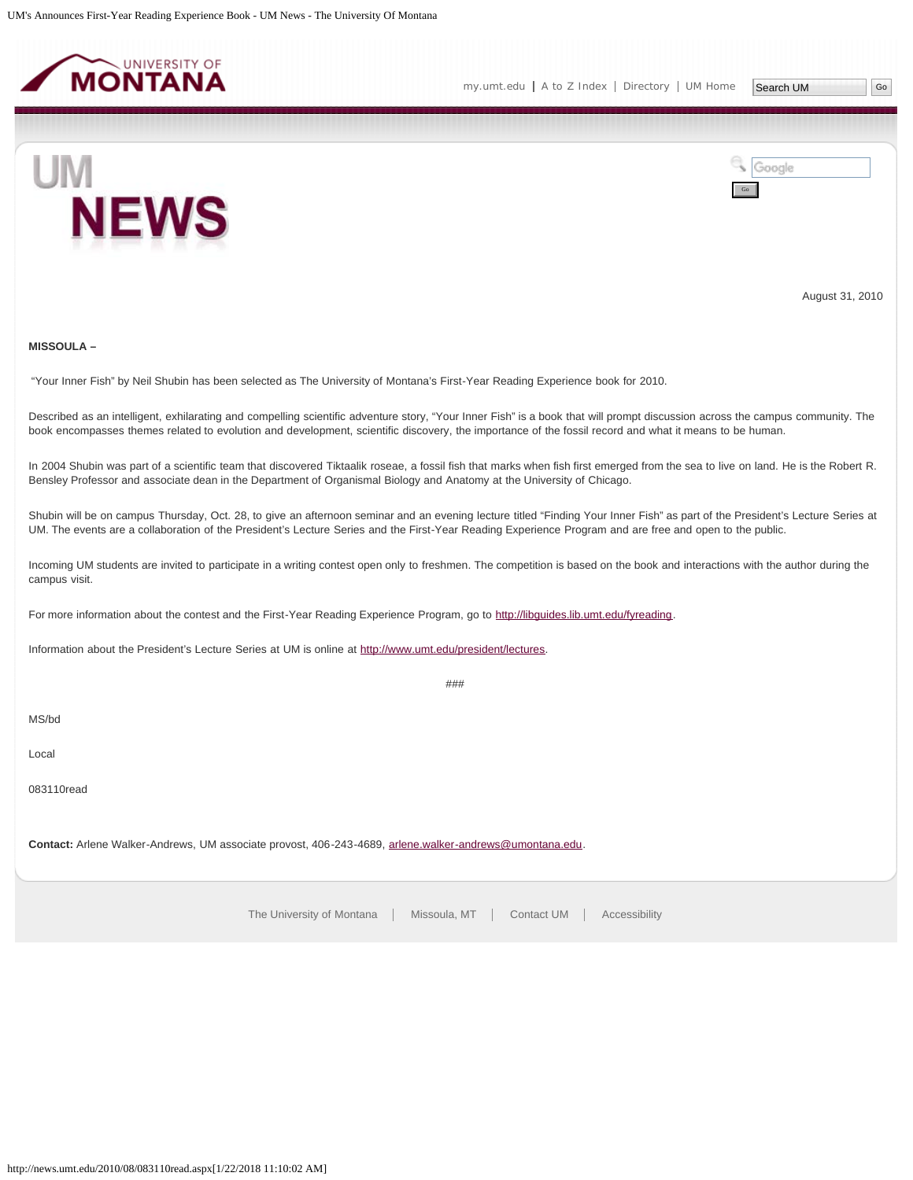August 31, 2010

**MISSOULA –**

"Your Inner Fish" by Neil Shubin has been selected as The University of Montana's First-Year Reading Experience book for 2010.

Described as an intelligent, exhilarating and compelling scientific adventure story, "Your Inner Fish" is a book that will prompt discussion across the campus community. The book encompasses themes related to evolution and development, scientific discovery, the importance of the fossil record and what it means to be human.

In 2004 Shubin was part of a scientific team that discovered Tiktaalik roseae, a fossil fish that marks when fish first emerged from the sea to live on land. He is the Robert R. Bensley Professor and associate dean in the Department of Organismal Biology and Anatomy at the University of Chicago.

Shubin will be on campus Thursday, Oct. 28, to give an afternoon seminar and an evening lecture titled "Finding Your Inner Fish" as part of the President's Lecture Series at UM. The events are a collaboration of the President's Lecture Series and the First-Year Reading Experience Program and are free and open to the public.

Incoming UM students are invited to participate in a writing contest open only to freshmen. The competition is based on the book and interactions with the author during the campus visit.

For more information about the contest and the First-Year Reading Experience Program, go to http://libguides.lib.umt.edu/fyreading.

Information about the President's Lecture Series at UM is online at http://www.umt.edu/president/lectures.

###

MS/bd

Local

083110read

**Contact:** Arlene Walker-Andrews, UM associate provost, 406-243-4689, arlene.walker-andrews@umontana.edu.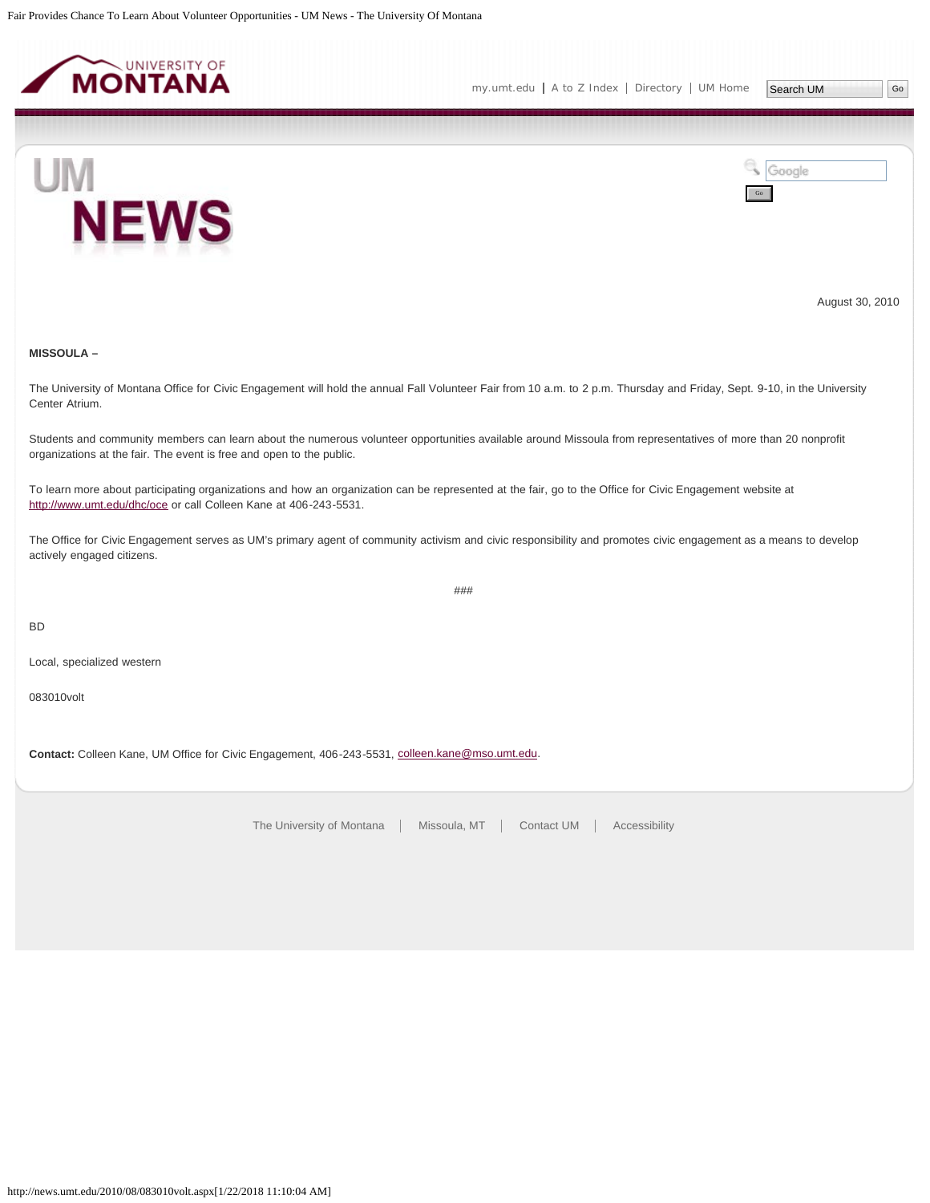August 30, 2010

**MISSOULA –**

The University of Montana Office for Civic Engagement will hold the annual Fall Volunteer Fair from 10 a.m. to 2 p.m. Thursday and Friday, Sept. 9-10, in the University Center Atrium.

Students and community members can learn about the numerous volunteer opportunities available around Missoula from representatives of more than 20 nonprofit organizations at the fair. The event is free and open to the public.

To learn more about participating organizations and how an organization can be represented at the fair, go to the Office for Civic Engagement website at http://www.umt.edu/dhc/oce or call Colleen Kane at 406-243-5531.

The Office for Civic Engagement serves as UM's primary agent of community activism and civic responsibility and promotes civic engagement as a means to develop actively engaged citizens.

###

BD

Local, specialized western

083010volt

**Contact:** Colleen Kane, UM Office for Civic Engagement, 406-243-5531, colleen.kane@mso.umt.edu.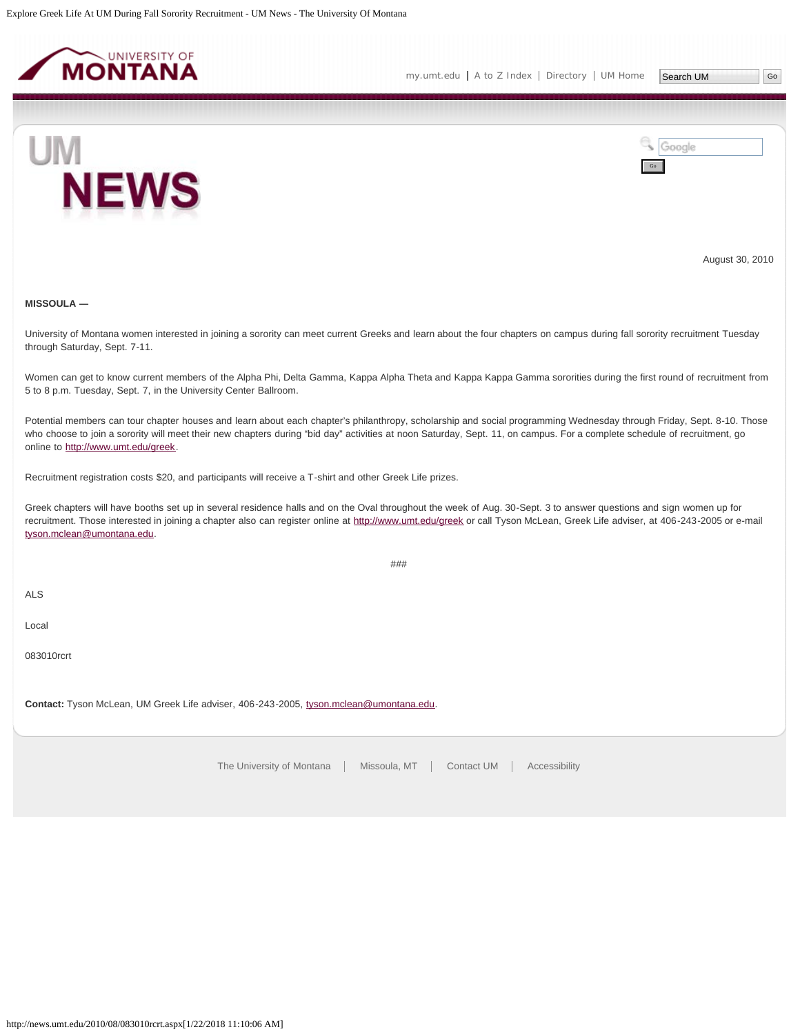August 30, 2010

**MISSOULA —**

University of Montana women interested in joining a sorority can meet current Greeks and learn about the four chapters on campus during fall sorority recruitment Tuesday through Saturday, Sept. 7-11.

Women can get to know current members of the Alpha Phi, Delta Gamma, Kappa Alpha Theta and Kappa Kappa Gamma sororities during the first round of recruitment from 5 to 8 p.m. Tuesday, Sept. 7, in the University Center Ballroom.

Potential members can tour chapter houses and learn about each chapter's philanthropy, scholarship and social programming Wednesday through Friday, Sept. 8-10. Those who choose to join a sorority will meet their new chapters during "bid day" activities at noon Saturday, Sept. 11, on campus. For a complete schedule of recruitment, go online to http://www.umt.edu/greek.

Recruitment registration costs $20, and participants will receive a T-shirt and other Greek Life prizes.

Greek chapters will have booths set up in several residence halls and on the Oval throughout the week of Aug. 30-Sept. 3 to answer questions and sign women up for recruitment. Those interested in joining a chapter also can register online at http://www.umt.edu/greek or call Tyson McLean, Greek Life adviser, at 406-243-2005 or e-mail tyson.mclean@umontana.edu.

###

ALS

Local

083010rcrt

**Contact:** Tyson McLean, UM Greek Life adviser, 406-243-2005, tyson.mclean@umontana.edu.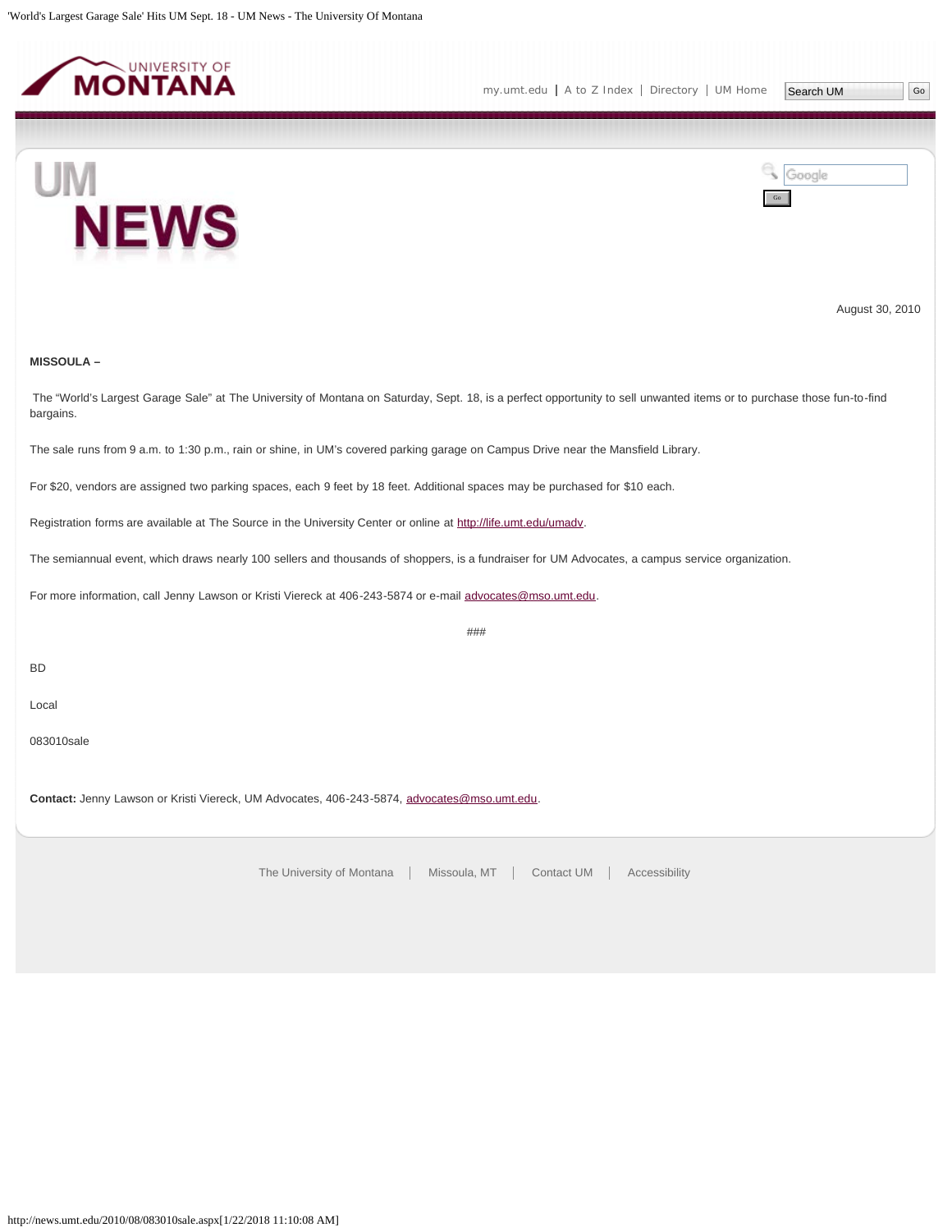August 30, 2010

**MISSOULA –**

The "World's Largest Garage Sale" at The University of Montana on Saturday, Sept. 18, is a perfect opportunity to sell unwanted items or to purchase those fun-to-find bargains.

The sale runs from 9 a.m. to 1:30 p.m., rain or shine, in UM's covered parking garage on Campus Drive near the Mansfield Library.

For $20, vendors are assigned two parking spaces, each 9 feet by 18 feet. Additional spaces may be purchased for $10 each.

Registration forms are available at The Source in the University Center or online at http://life.umt.edu/umadv.

The semiannual event, which draws nearly 100 sellers and thousands of shoppers, is a fundraiser for UM Advocates, a campus service organization.

For more information, call Jenny Lawson or Kristi Viereck at 406-243-5874 or e-mail advocates@mso.umt.edu.

###

BD

Local

083010sale

**Contact:** Jenny Lawson or Kristi Viereck, UM Advocates, 406-243-5874, advocates@mso.umt.edu.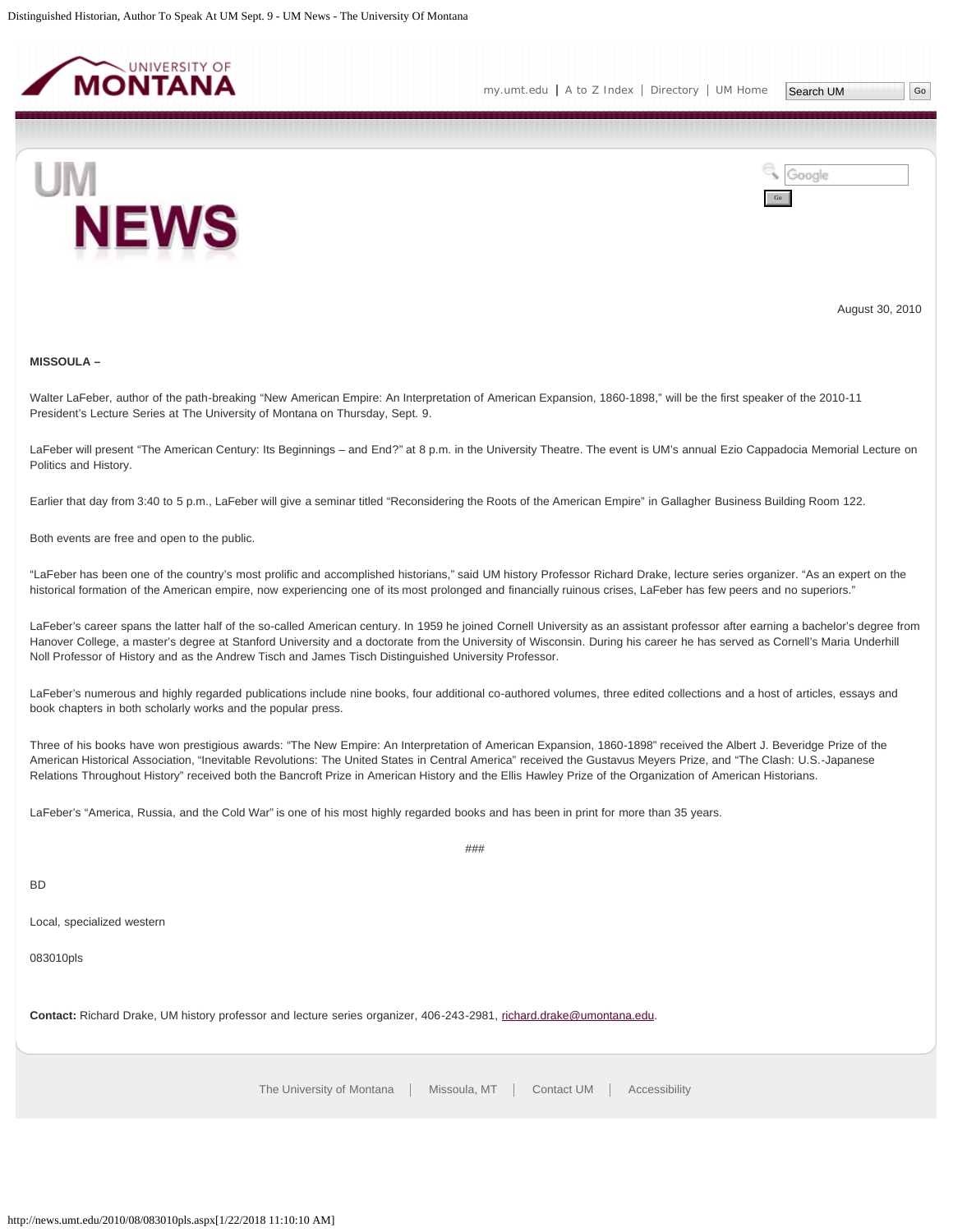August 30, 2010

**MISSOULA –**

Walter LaFeber, author of the path-breaking "New American Empire: An Interpretation of American Expansion, 1860-1898," will be the first speaker of the 2010-11 President's Lecture Series at The University of Montana on Thursday, Sept. 9.

LaFeber will present "The American Century: Its Beginnings – and End?" at 8 p.m. in the University Theatre. The event is UM's annual Ezio Cappadocia Memorial Lecture on Politics and History.

Earlier that day from 3:40 to 5 p.m., LaFeber will give a seminar titled "Reconsidering the Roots of the American Empire" in Gallagher Business Building Room 122.

Both events are free and open to the public.

"LaFeber has been one of the country's most prolific and accomplished historians," said UM history Professor Richard Drake, lecture series organizer. "As an expert on the historical formation of the American empire, now experiencing one of its most prolonged and financially ruinous crises, LaFeber has few peers and no superiors."

LaFeber's career spans the latter half of the so-called American century. In 1959 he joined Cornell University as an assistant professor after earning a bachelor's degree from Hanover College, a master's degree at Stanford University and a doctorate from the University of Wisconsin. During his career he has served as Cornell's Maria Underhill Noll Professor of History and as the Andrew Tisch and James Tisch Distinguished University Professor.

LaFeber's numerous and highly regarded publications include nine books, four additional co-authored volumes, three edited collections and a host of articles, essays and book chapters in both scholarly works and the popular press.

Three of his books have won prestigious awards: "The New Empire: An Interpretation of American Expansion, 1860-1898" received the Albert J. Beveridge Prize of the American Historical Association, "Inevitable Revolutions: The United States in Central America" received the Gustavus Meyers Prize, and "The Clash: U.S.-Japanese Relations Throughout History" received both the Bancroft Prize in American History and the Ellis Hawley Prize of the Organization of American Historians.

LaFeber's "America, Russia, and the Cold War" is one of his most highly regarded books and has been in print for more than 35 years.

###

BD

Local, specialized western

083010pls

**Contact:** Richard Drake, UM history professor and lecture series organizer, 406-243-2981, richard.drake@umontana.edu.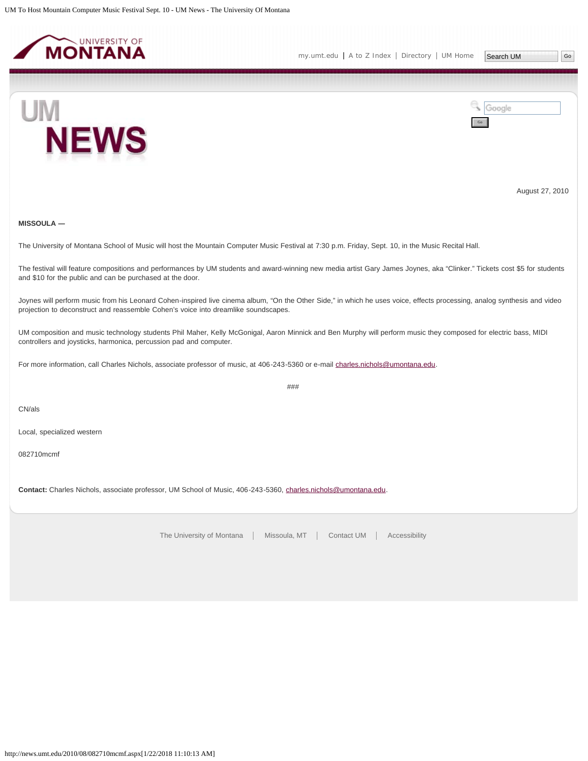August 27, 2010

**MISSOULA —**

The University of Montana School of Music will host the Mountain Computer Music Festival at 7:30 p.m. Friday, Sept. 10, in the Music Recital Hall.

The festival will feature compositions and performances by UM students and award-winning new media artist Gary James Joynes, aka "Clinker." Tickets cost $5 for students and $10 for the public and can be purchased at the door.

Joynes will perform music from his Leonard Cohen-inspired live cinema album, "On the Other Side," in which he uses voice, effects processing, analog synthesis and video projection to deconstruct and reassemble Cohen's voice into dreamlike soundscapes.

UM composition and music technology students Phil Maher, Kelly McGonigal, Aaron Minnick and Ben Murphy will perform music they composed for electric bass, MIDI controllers and joysticks, harmonica, percussion pad and computer.

For more information, call Charles Nichols, associate professor of music, at 406-243-5360 or e-mail charles.nichols@umontana.edu.

###

CN/als

Local, specialized western

082710mcmf

**Contact:** Charles Nichols, associate professor, UM School of Music, 406-243-5360, charles.nichols@umontana.edu.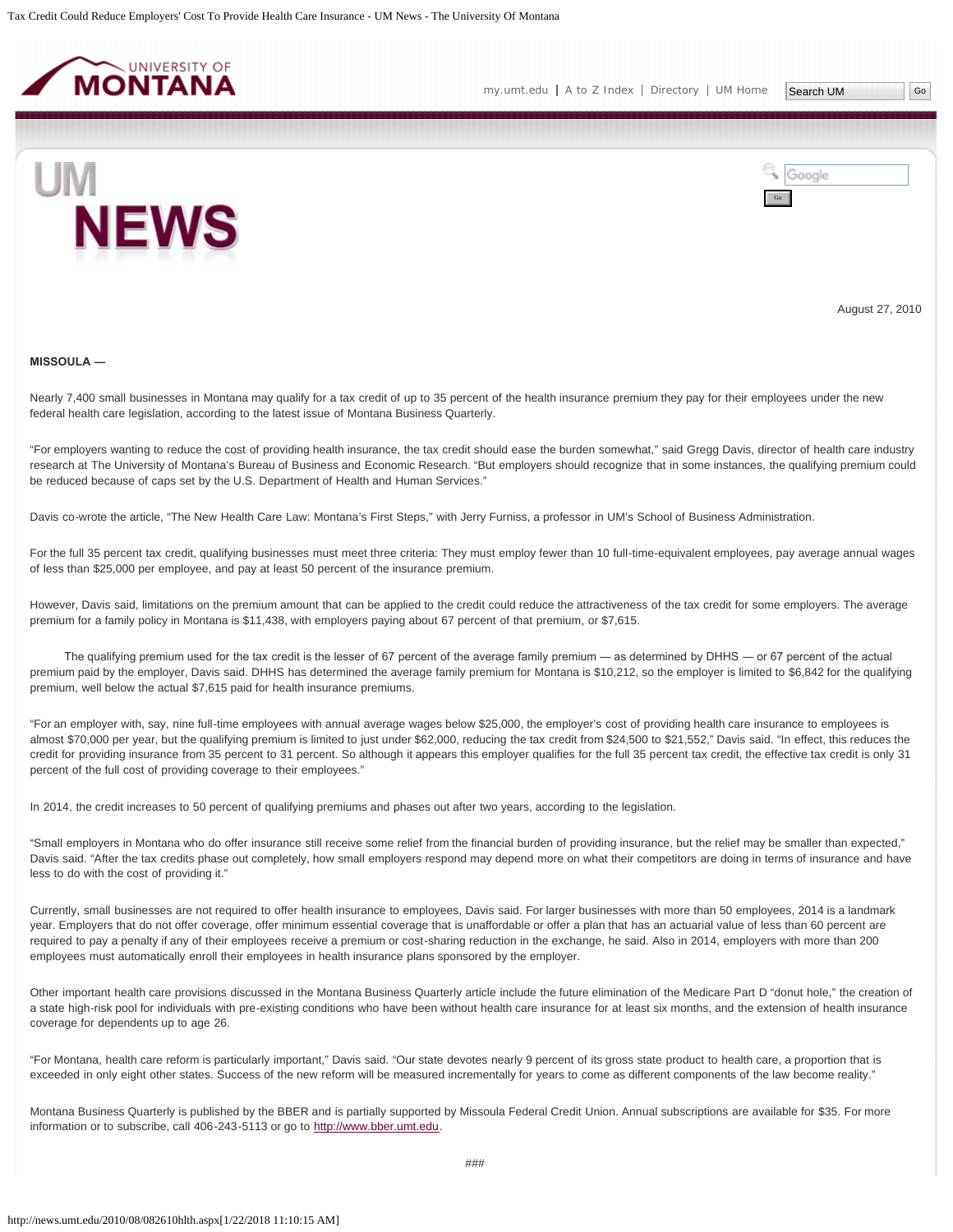August 27, 2010

**MISSOULA —**

Nearly 7,400 small businesses in Montana may qualify for a tax credit of up to 35 percent of the health insurance premium they pay for their employees under the new federal health care legislation, according to the latest issue of Montana Business Quarterly.

"For employers wanting to reduce the cost of providing health insurance, the tax credit should ease the burden somewhat," said Gregg Davis, director of health care industry research at The University of Montana's Bureau of Business and Economic Research. "But employers should recognize that in some instances, the qualifying premium could be reduced because of caps set by the U.S. Department of Health and Human Services."

Davis co-wrote the article, "The New Health Care Law: Montana's First Steps," with Jerry Furniss, a professor in UM's School of Business Administration.

For the full 35 percent tax credit, qualifying businesses must meet three criteria: They must employ fewer than 10 full-time-equivalent employees, pay average annual wages of less than $25,000 per employee, and pay at least 50 percent of the insurance premium.

However, Davis said, limitations on the premium amount that can be applied to the credit could reduce the attractiveness of the tax credit for some employers. The average premium for a family policy in Montana is $11,438, with employers paying about 67 percent of that premium, or $7,615.

The qualifying premium used for the tax credit is the lesser of 67 percent of the average family premium — as determined by DHHS — or 67 percent of the actual premium paid by the employer, Davis said. DHHS has determined the average family premium for Montana is $10,212, so the employer is limited to $6,842 for the qualifying premium, well below the actual $7,615 paid for health insurance premiums.

"For an employer with, say, nine full-time employees with annual average wages below $25,000, the employer's cost of providing health care insurance to employees is almost $70,000 per year, but the qualifying premium is limited to just under $62,000, reducing the tax credit from $24,500 to $21,552," Davis said. "In effect, this reduces the credit for providing insurance from 35 percent to 31 percent. So although it appears this employer qualifies for the full 35 percent tax credit, the effective tax credit is only 31 percent of the full cost of providing coverage to their employees."

In 2014, the credit increases to 50 percent of qualifying premiums and phases out after two years, according to the legislation.

"Small employers in Montana who do offer insurance still receive some relief from the financial burden of providing insurance, but the relief may be smaller than expected," Davis said. "After the tax credits phase out completely, how small employers respond may depend more on what their competitors are doing in terms of insurance and have less to do with the cost of providing it."

Currently, small businesses are not required to offer health insurance to employees, Davis said. For larger businesses with more than 50 employees, 2014 is a landmark year. Employers that do not offer coverage, offer minimum essential coverage that is unaffordable or offer a plan that has an actuarial value of less than 60 percent are required to pay a penalty if any of their employees receive a premium or cost-sharing reduction in the exchange, he said. Also in 2014, employers with more than 200 employees must automatically enroll their employees in health insurance plans sponsored by the employer.

Other important health care provisions discussed in the Montana Business Quarterly article include the future elimination of the Medicare Part D "donut hole," the creation of a state high-risk pool for individuals with pre-existing conditions who have been without health care insurance for at least six months, and the extension of health insurance coverage for dependents up to age 26.

"For Montana, health care reform is particularly important," Davis said. "Our state devotes nearly 9 percent of its gross state product to health care, a proportion that is exceeded in only eight other states. Success of the new reform will be measured incrementally for years to come as different components of the law become reality."

Montana Business Quarterly is published by the BBER and is partially supported by Missoula Federal Credit Union. Annual subscriptions are available for $35. For more information or to subscribe, call 406-243-5113 or go to http://www.bber.umt.edu.

###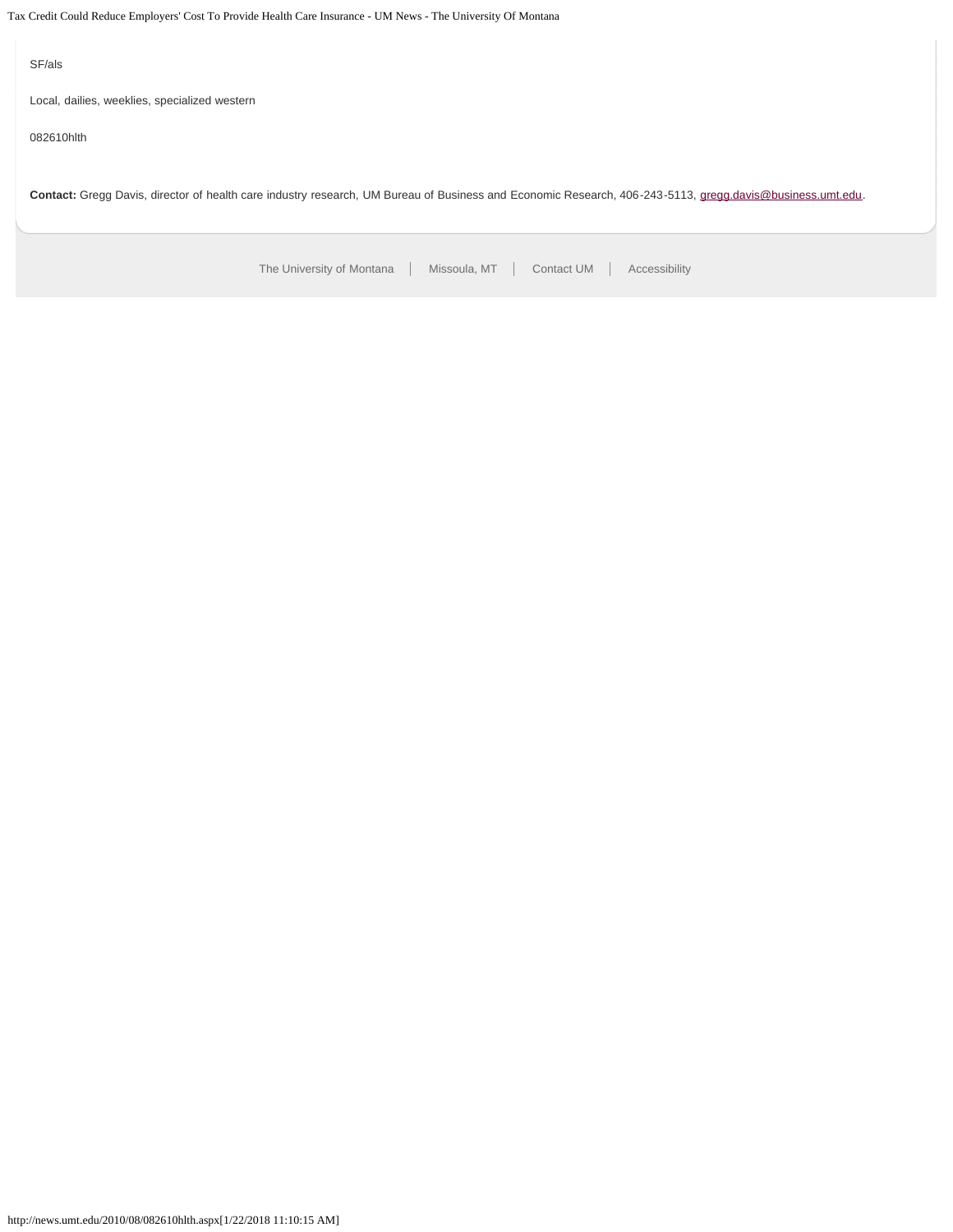SF/als

Local, dailies, weeklies, specialized western

082610hlth

**Contact:** Gregg Davis, director of health care industry research, UM Bureau of Business and Economic Research, 406-243-5113, gregg.davis@business.umt.edu.

The University of Montana | Missoula, MT | Contact UM | Accessibility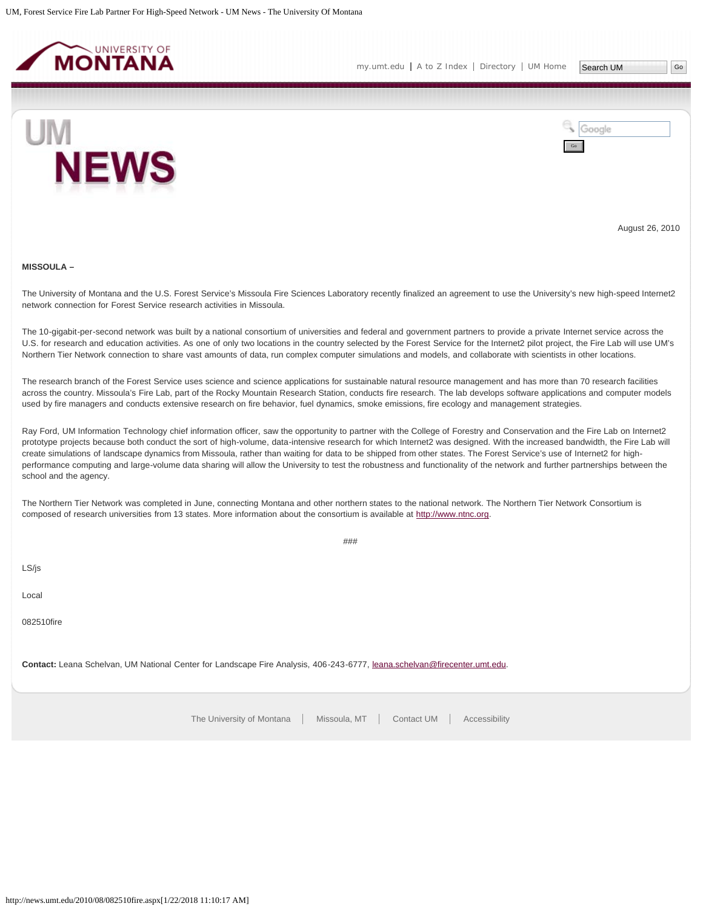August 26, 2010

**MISSOULA –**

The University of Montana and the U.S. Forest Service's Missoula Fire Sciences Laboratory recently finalized an agreement to use the University's new high-speed Internet2 network connection for Forest Service research activities in Missoula.

The 10-gigabit-per-second network was built by a national consortium of universities and federal and government partners to provide a private Internet service across the U.S. for research and education activities. As one of only two locations in the country selected by the Forest Service for the Internet2 pilot project, the Fire Lab will use UM's Northern Tier Network connection to share vast amounts of data, run complex computer simulations and models, and collaborate with scientists in other locations.

The research branch of the Forest Service uses science and science applications for sustainable natural resource management and has more than 70 research facilities across the country. Missoula's Fire Lab, part of the Rocky Mountain Research Station, conducts fire research. The lab develops software applications and computer models used by fire managers and conducts extensive research on fire behavior, fuel dynamics, smoke emissions, fire ecology and management strategies.

Ray Ford, UM Information Technology chief information officer, saw the opportunity to partner with the College of Forestry and Conservation and the Fire Lab on Internet2 prototype projects because both conduct the sort of high-volume, data-intensive research for which Internet2 was designed. With the increased bandwidth, the Fire Lab will create simulations of landscape dynamics from Missoula, rather than waiting for data to be shipped from other states. The Forest Service's use of Internet2 for high-performance computing and large-volume data sharing will allow the University to test the robustness and functionality of the network and further partnerships between the school and the agency.

The Northern Tier Network was completed in June, connecting Montana and other northern states to the national network. The Northern Tier Network Consortium is composed of research universities from 13 states. More information about the consortium is available at http://www.ntnc.org.

###

LS/js

Local

082510fire

**Contact:** Leana Schelvan, UM National Center for Landscape Fire Analysis, 406-243-6777, leana.schelvan@firecenter.umt.edu.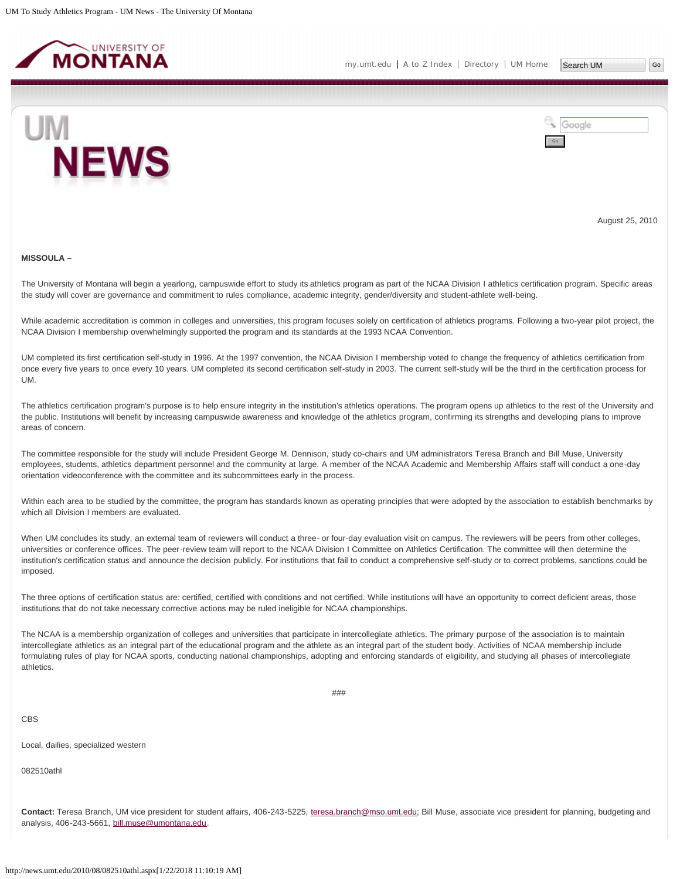August 25, 2010

**MISSOULA –**

The University of Montana will begin a yearlong, campuswide effort to study its athletics program as part of the NCAA Division I athletics certification program. Specific areas the study will cover are governance and commitment to rules compliance, academic integrity, gender/diversity and student-athlete well-being.

While academic accreditation is common in colleges and universities, this program focuses solely on certification of athletics programs. Following a two-year pilot project, the NCAA Division I membership overwhelmingly supported the program and its standards at the 1993 NCAA Convention.

UM completed its first certification self-study in 1996. At the 1997 convention, the NCAA Division I membership voted to change the frequency of athletics certification from once every five years to once every 10 years. UM completed its second certification self-study in 2003. The current self-study will be the third in the certification process for UM.

The athletics certification program's purpose is to help ensure integrity in the institution's athletics operations. The program opens up athletics to the rest of the University and the public. Institutions will benefit by increasing campuswide awareness and knowledge of the athletics program, confirming its strengths and developing plans to improve areas of concern.

The committee responsible for the study will include President George M. Dennison, study co-chairs and UM administrators Teresa Branch and Bill Muse, University employees, students, athletics department personnel and the community at large. A member of the NCAA Academic and Membership Affairs staff will conduct a one-day orientation videoconference with the committee and its subcommittees early in the process.

Within each area to be studied by the committee, the program has standards known as operating principles that were adopted by the association to establish benchmarks by which all Division I members are evaluated.

When UM concludes its study, an external team of reviewers will conduct a three- or four-day evaluation visit on campus. The reviewers will be peers from other colleges, universities or conference offices. The peer-review team will report to the NCAA Division I Committee on Athletics Certification. The committee will then determine the institution's certification status and announce the decision publicly. For institutions that fail to conduct a comprehensive self-study or to correct problems, sanctions could be imposed.

The three options of certification status are: certified, certified with conditions and not certified. While institutions will have an opportunity to correct deficient areas, those institutions that do not take necessary corrective actions may be ruled ineligible for NCAA championships.

The NCAA is a membership organization of colleges and universities that participate in intercollegiate athletics. The primary purpose of the association is to maintain intercollegiate athletics as an integral part of the educational program and the athlete as an integral part of the student body. Activities of NCAA membership include formulating rules of play for NCAA sports, conducting national championships, adopting and enforcing standards of eligibility, and studying all phases of intercollegiate athletics.

###

CBS

Local, dailies, specialized western

082510athl

**Contact:** Teresa Branch, UM vice president for student affairs, 406-243-5225, teresa.branch@mso.umt.edu; Bill Muse, associate vice president for planning, budgeting and analysis, 406-243-5661, bill.muse@umontana.edu.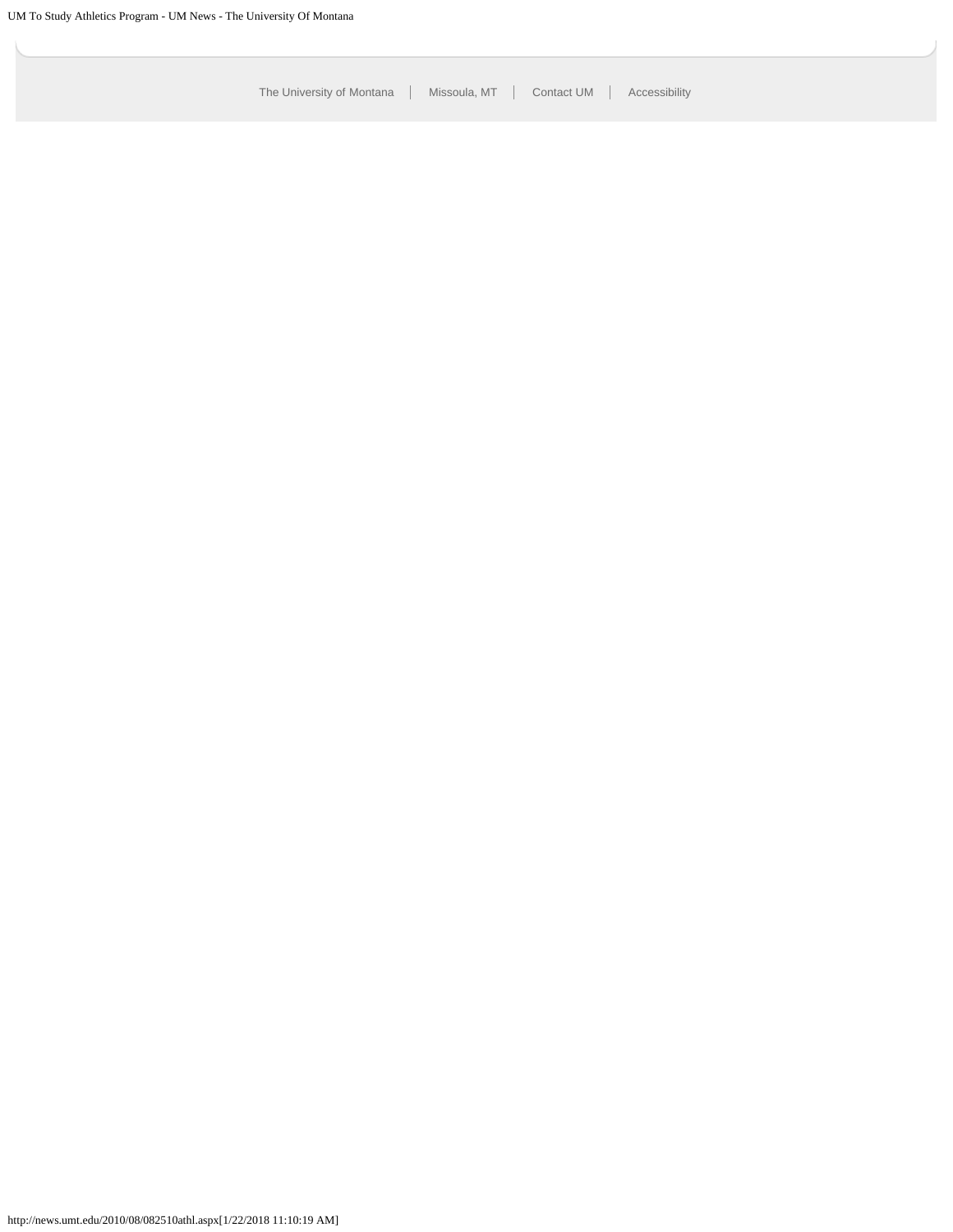The University of Montana | Missoula, MT | Contact UM | Accessibility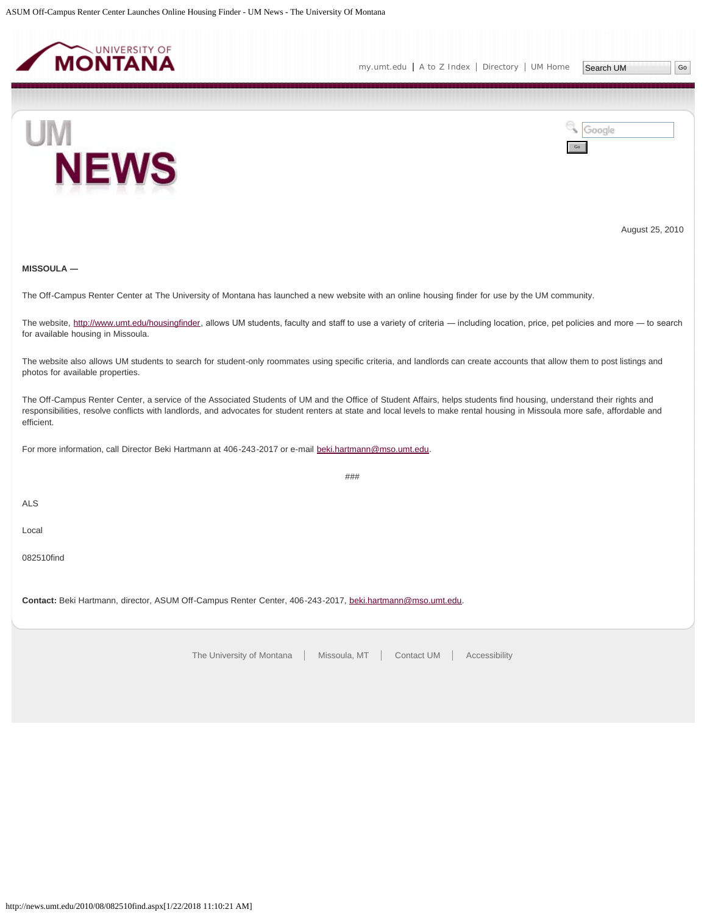August 25, 2010

**MISSOULA —**

The Off-Campus Renter Center at The University of Montana has launched a new website with an online housing finder for use by the UM community.

The website, http://www.umt.edu/housingfinder, allows UM students, faculty and staff to use a variety of criteria — including location, price, pet policies and more — to search for available housing in Missoula.

The website also allows UM students to search for student-only roommates using specific criteria, and landlords can create accounts that allow them to post listings and photos for available properties.

The Off-Campus Renter Center, a service of the Associated Students of UM and the Office of Student Affairs, helps students find housing, understand their rights and responsibilities, resolve conflicts with landlords, and advocates for student renters at state and local levels to make rental housing in Missoula more safe, affordable and efficient.

For more information, call Director Beki Hartmann at 406-243-2017 or e-mail beki.hartmann@mso.umt.edu.

###

ALS

Local

082510find

**Contact:** Beki Hartmann, director, ASUM Off-Campus Renter Center, 406-243-2017, beki.hartmann@mso.umt.edu.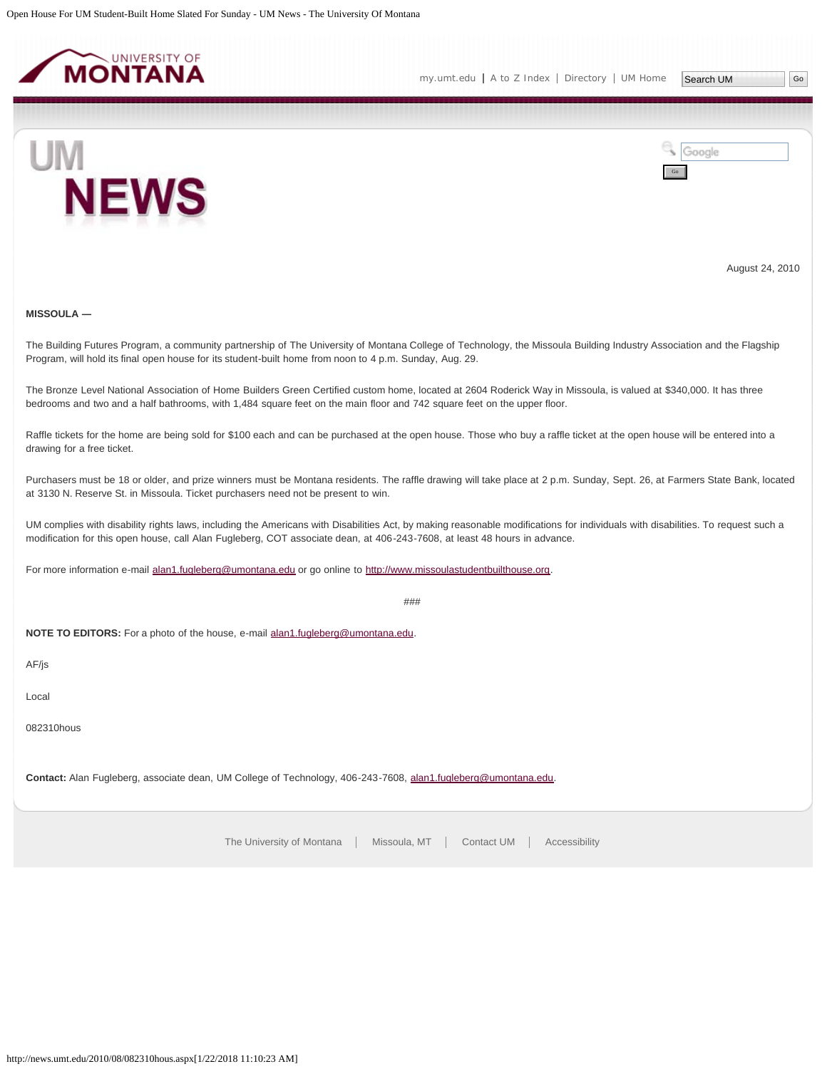August 24, 2010

**MISSOULA —**

The Building Futures Program, a community partnership of The University of Montana College of Technology, the Missoula Building Industry Association and the Flagship Program, will hold its final open house for its student-built home from noon to 4 p.m. Sunday, Aug. 29.

The Bronze Level National Association of Home Builders Green Certified custom home, located at 2604 Roderick Way in Missoula, is valued at $340,000. It has three bedrooms and two and a half bathrooms, with 1,484 square feet on the main floor and 742 square feet on the upper floor.

Raffle tickets for the home are being sold for $100 each and can be purchased at the open house. Those who buy a raffle ticket at the open house will be entered into a drawing for a free ticket.

Purchasers must be 18 or older, and prize winners must be Montana residents. The raffle drawing will take place at 2 p.m. Sunday, Sept. 26, at Farmers State Bank, located at 3130 N. Reserve St. in Missoula. Ticket purchasers need not be present to win.

UM complies with disability rights laws, including the Americans with Disabilities Act, by making reasonable modifications for individuals with disabilities. To request such a modification for this open house, call Alan Fugleberg, COT associate dean, at 406-243-7608, at least 48 hours in advance.

For more information e-mail alan1.fugleberg@umontana.edu or go online to http://www.missoulastudentbuilthouse.org.

###

**NOTE TO EDITORS:** For a photo of the house, e-mail alan1.fugleberg@umontana.edu.

AF/js

Local

082310hous

**Contact:** Alan Fugleberg, associate dean, UM College of Technology, 406-243-7608, alan1.fugleberg@umontana.edu.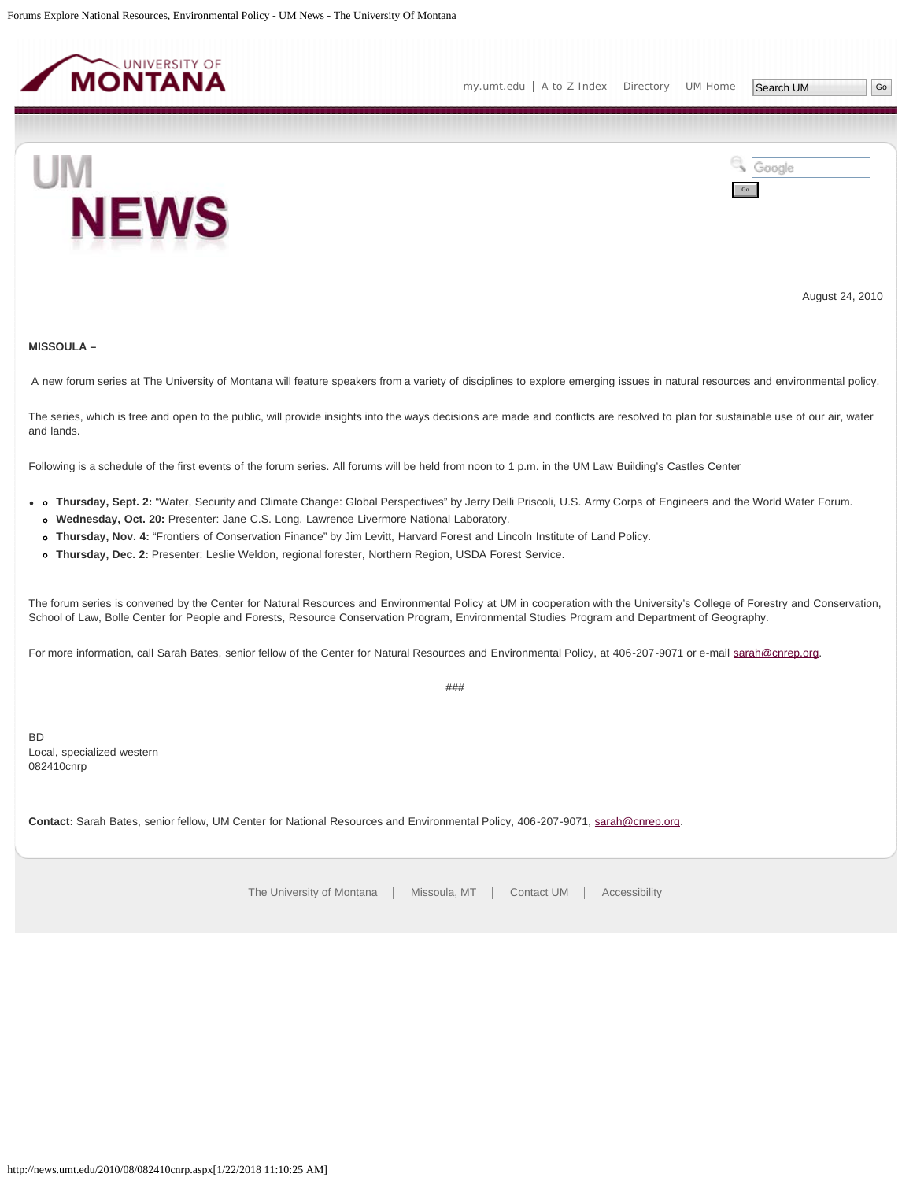August 24, 2010

**MISSOULA –**

A new forum series at The University of Montana will feature speakers from a variety of disciplines to explore emerging issues in natural resources and environmental policy.

The series, which is free and open to the public, will provide insights into the ways decisions are made and conflicts are resolved to plan for sustainable use of our air, water and lands.

Following is a schedule of the first events of the forum series. All forums will be held from noon to 1 p.m. in the UM Law Building's Castles Center

- **Thursday, Sept. 2:** "Water, Security and Climate Change: Global Perspectives" by Jerry Delli Priscoli, U.S. Army Corps of Engineers and the World Water Forum.
- **Wednesday, Oct. 20:** Presenter: Jane C.S. Long, Lawrence Livermore National Laboratory.
- **Thursday, Nov. 4:** "Frontiers of Conservation Finance" by Jim Levitt, Harvard Forest and Lincoln Institute of Land Policy.
- **Thursday, Dec. 2:** Presenter: Leslie Weldon, regional forester, Northern Region, USDA Forest Service.

The forum series is convened by the Center for Natural Resources and Environmental Policy at UM in cooperation with the University's College of Forestry and Conservation, School of Law, Bolle Center for People and Forests, Resource Conservation Program, Environmental Studies Program and Department of Geography.

For more information, call Sarah Bates, senior fellow of the Center for Natural Resources and Environmental Policy, at 406-207-9071 or e-mail sarah@cnrep.org.

###

BD
Local, specialized western
082410cnrp

**Contact:** Sarah Bates, senior fellow, UM Center for National Resources and Environmental Policy, 406-207-9071, sarah@cnrep.org.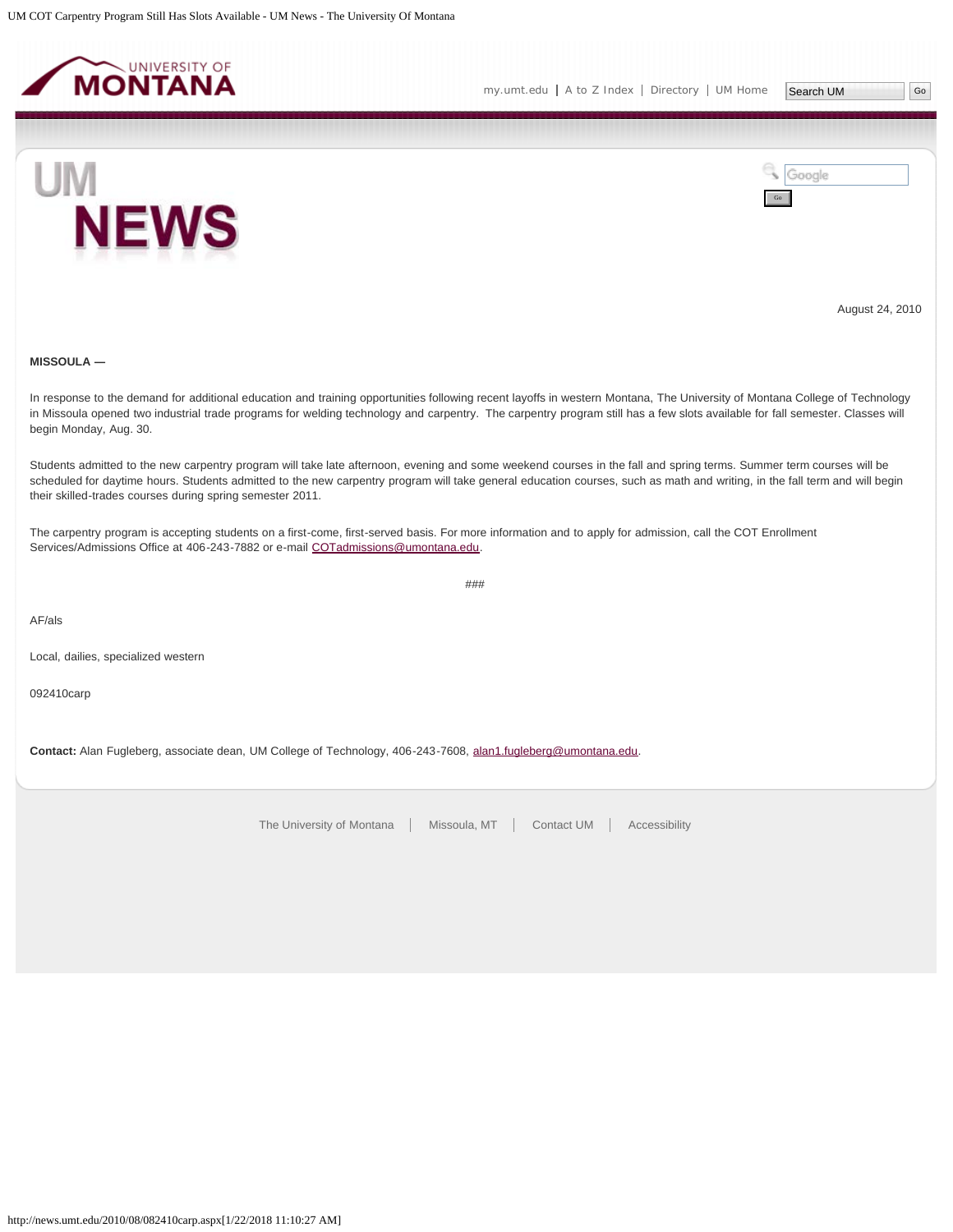August 24, 2010

**MISSOULA —**

In response to the demand for additional education and training opportunities following recent layoffs in western Montana, The University of Montana College of Technology in Missoula opened two industrial trade programs for welding technology and carpentry. The carpentry program still has a few slots available for fall semester. Classes will begin Monday, Aug. 30.

Students admitted to the new carpentry program will take late afternoon, evening and some weekend courses in the fall and spring terms. Summer term courses will be scheduled for daytime hours. Students admitted to the new carpentry program will take general education courses, such as math and writing, in the fall term and will begin their skilled-trades courses during spring semester 2011.

The carpentry program is accepting students on a first-come, first-served basis. For more information and to apply for admission, call the COT Enrollment Services/Admissions Office at 406-243-7882 or e-mail COTadmissions@umontana.edu.

###

AF/als

Local, dailies, specialized western

092410carp

**Contact:** Alan Fugleberg, associate dean, UM College of Technology, 406-243-7608, alan1.fugleberg@umontana.edu.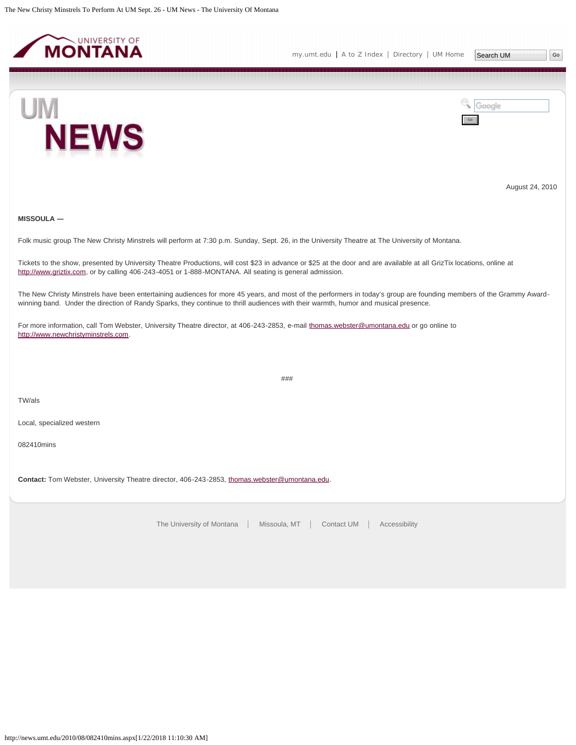August 24, 2010

**MISSOULA —**

Folk music group The New Christy Minstrels will perform at 7:30 p.m. Sunday, Sept. 26, in the University Theatre at The University of Montana.

Tickets to the show, presented by University Theatre Productions, will cost $23 in advance or $25 at the door and are available at all GrizTix locations, online at http://www.griztix.com, or by calling 406-243-4051 or 1-888-MONTANA. All seating is general admission.

The New Christy Minstrels have been entertaining audiences for more 45 years, and most of the performers in today's group are founding members of the Grammy Award-winning band. Under the direction of Randy Sparks, they continue to thrill audiences with their warmth, humor and musical presence.

For more information, call Tom Webster, University Theatre director, at 406-243-2853, e-mail thomas.webster@umontana.edu or go online to http://www.newchristyminstrels.com.

###

TW/als

Local, specialized western

082410mins

**Contact:** Tom Webster, University Theatre director, 406-243-2853, thomas.webster@umontana.edu.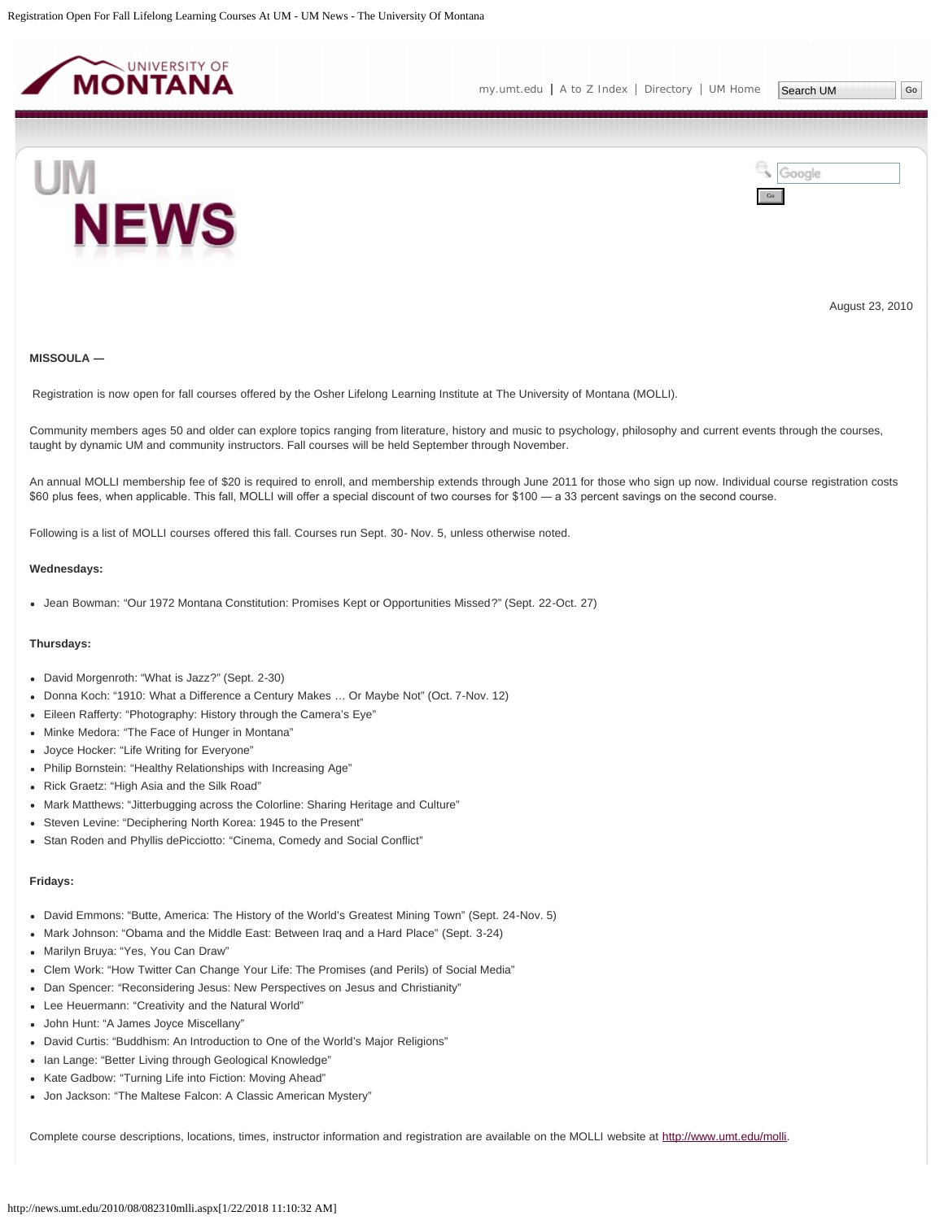August 23, 2010

**MISSOULA —**

Registration is now open for fall courses offered by the Osher Lifelong Learning Institute at The University of Montana (MOLLI).

Community members ages 50 and older can explore topics ranging from literature, history and music to psychology, philosophy and current events through the courses, taught by dynamic UM and community instructors. Fall courses will be held September through November.

An annual MOLLI membership fee of $20 is required to enroll, and membership extends through June 2011 for those who sign up now. Individual course registration costs $60 plus fees, when applicable. This fall, MOLLI will offer a special discount of two courses for $100 — a 33 percent savings on the second course.

Following is a list of MOLLI courses offered this fall. Courses run Sept. 30- Nov. 5, unless otherwise noted.

**Wednesdays:**

- Jean Bowman: “Our 1972 Montana Constitution: Promises Kept or Opportunities Missed?” (Sept. 22-Oct. 27)

**Thursdays:**

- David Morgenroth: “What is Jazz?” (Sept. 2-30)
- Donna Koch: “1910: What a Difference a Century Makes … Or Maybe Not” (Oct. 7-Nov. 12)
- Eileen Rafferty: “Photography: History through the Camera’s Eye”
- Minke Medora: “The Face of Hunger in Montana”
- Joyce Hocker: “Life Writing for Everyone”
- Philip Bornstein: “Healthy Relationships with Increasing Age”
- Rick Graetz: “High Asia and the Silk Road”
- Mark Matthews: “Jitterbugging across the Colorline: Sharing Heritage and Culture”
- Steven Levine: “Deciphering North Korea: 1945 to the Present”
- Stan Roden and Phyllis dePicciotto: “Cinema, Comedy and Social Conflict”

**Fridays:**

- David Emmons: “Butte, America: The History of the World’s Greatest Mining Town” (Sept. 24-Nov. 5)
- Mark Johnson: “Obama and the Middle East: Between Iraq and a Hard Place” (Sept. 3-24)
- Marilyn Bruya: “Yes, You Can Draw”
- Clem Work: “How Twitter Can Change Your Life: The Promises (and Perils) of Social Media”
- Dan Spencer: “Reconsidering Jesus: New Perspectives on Jesus and Christianity”
- Lee Heuermann: “Creativity and the Natural World”
- John Hunt: “A James Joyce Miscellany”
- David Curtis: “Buddhism: An Introduction to One of the World’s Major Religions”
- Ian Lange: “Better Living through Geological Knowledge”
- Kate Gadbow: “Turning Life into Fiction: Moving Ahead”
- Jon Jackson: “The Maltese Falcon: A Classic American Mystery”

Complete course descriptions, locations, times, instructor information and registration are available on the MOLLI website at http://www.umt.edu/molli.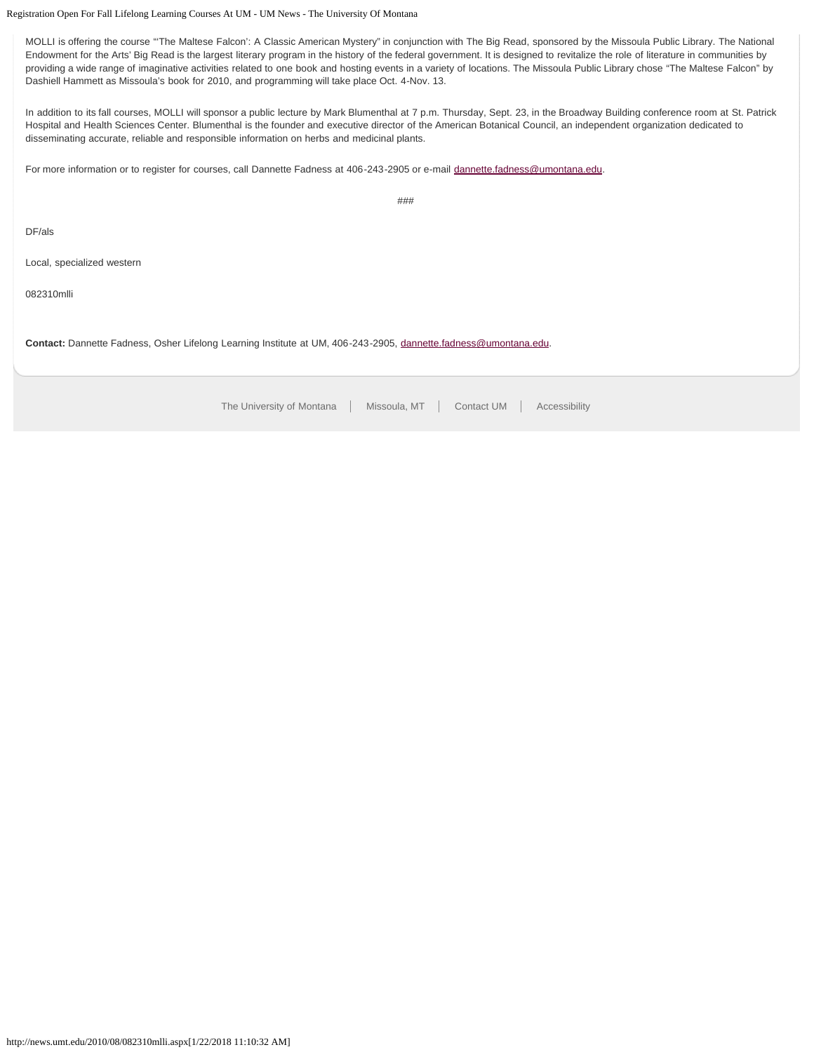MOLLI is offering the course "'The Maltese Falcon': A Classic American Mystery" in conjunction with The Big Read, sponsored by the Missoula Public Library. The National Endowment for the Arts' Big Read is the largest literary program in the history of the federal government. It is designed to revitalize the role of literature in communities by providing a wide range of imaginative activities related to one book and hosting events in a variety of locations. The Missoula Public Library chose "The Maltese Falcon" by Dashiell Hammett as Missoula's book for 2010, and programming will take place Oct. 4-Nov. 13.

In addition to its fall courses, MOLLI will sponsor a public lecture by Mark Blumenthal at 7 p.m. Thursday, Sept. 23, in the Broadway Building conference room at St. Patrick Hospital and Health Sciences Center. Blumenthal is the founder and executive director of the American Botanical Council, an independent organization dedicated to disseminating accurate, reliable and responsible information on herbs and medicinal plants.

For more information or to register for courses, call Dannette Fadness at 406-243-2905 or e-mail dannette.fadness@umontana.edu.

###

DF/als

Local, specialized western

082310mlli

**Contact:** Dannette Fadness, Osher Lifelong Learning Institute at UM, 406-243-2905, dannette.fadness@umontana.edu.

The University of Montana | Missoula, MT | Contact UM | Accessibility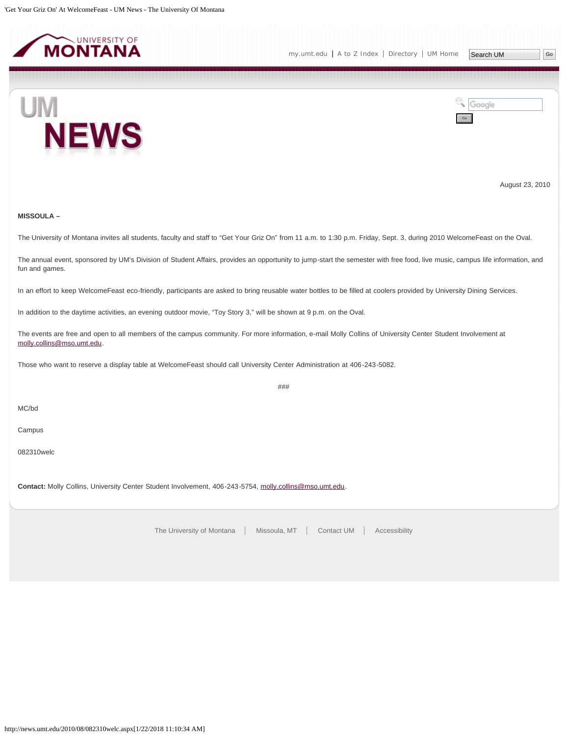August 23, 2010

**MISSOULA –**

The University of Montana invites all students, faculty and staff to "Get Your Griz On" from 11 a.m. to 1:30 p.m. Friday, Sept. 3, during 2010 WelcomeFeast on the Oval.

The annual event, sponsored by UM's Division of Student Affairs, provides an opportunity to jump-start the semester with free food, live music, campus life information, and fun and games.

In an effort to keep WelcomeFeast eco-friendly, participants are asked to bring reusable water bottles to be filled at coolers provided by University Dining Services.

In addition to the daytime activities, an evening outdoor movie, "Toy Story 3," will be shown at 9 p.m. on the Oval.

The events are free and open to all members of the campus community. For more information, e-mail Molly Collins of University Center Student Involvement at molly.collins@mso.umt.edu.

Those who want to reserve a display table at WelcomeFeast should call University Center Administration at 406-243-5082.

###

MC/bd

Campus

082310welc

**Contact:** Molly Collins, University Center Student Involvement, 406-243-5754, molly.collins@mso.umt.edu.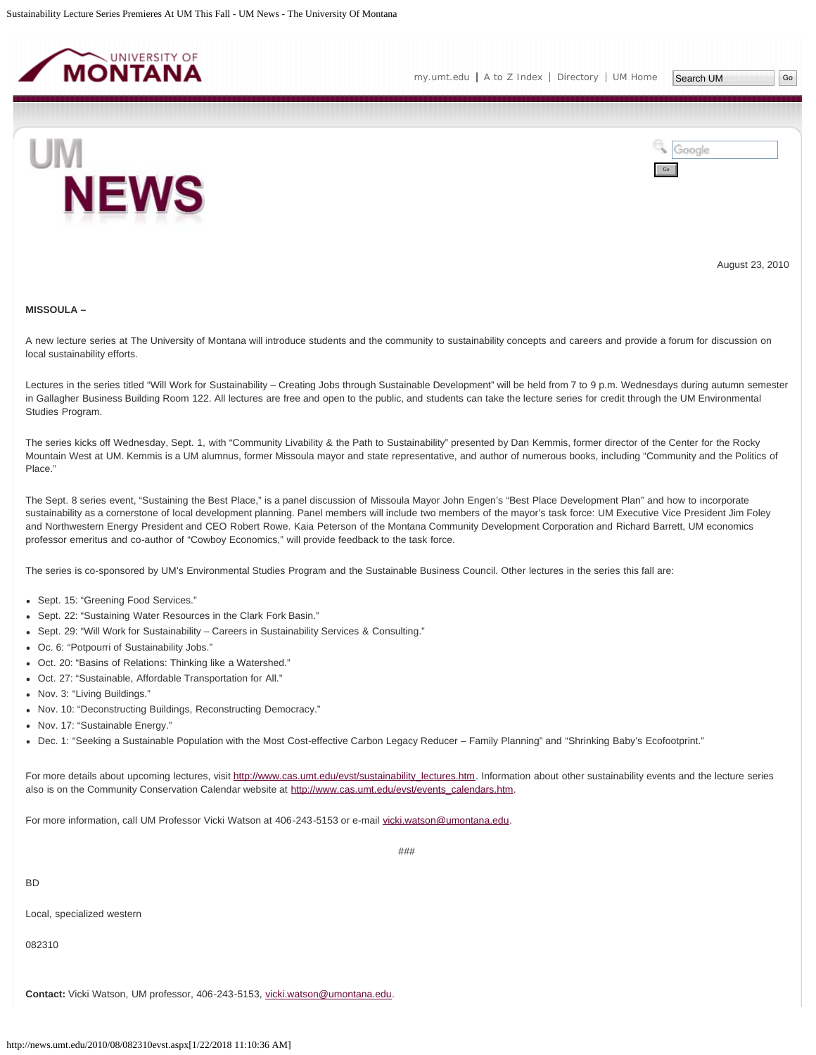August 23, 2010

**MISSOULA –**

A new lecture series at The University of Montana will introduce students and the community to sustainability concepts and careers and provide a forum for discussion on local sustainability efforts.

Lectures in the series titled "Will Work for Sustainability – Creating Jobs through Sustainable Development" will be held from 7 to 9 p.m. Wednesdays during autumn semester in Gallagher Business Building Room 122. All lectures are free and open to the public, and students can take the lecture series for credit through the UM Environmental Studies Program.

The series kicks off Wednesday, Sept. 1, with "Community Livability & the Path to Sustainability" presented by Dan Kemmis, former director of the Center for the Rocky Mountain West at UM. Kemmis is a UM alumnus, former Missoula mayor and state representative, and author of numerous books, including "Community and the Politics of Place."

The Sept. 8 series event, "Sustaining the Best Place," is a panel discussion of Missoula Mayor John Engen's "Best Place Development Plan" and how to incorporate sustainability as a cornerstone of local development planning. Panel members will include two members of the mayor's task force: UM Executive Vice President Jim Foley and Northwestern Energy President and CEO Robert Rowe. Kaia Peterson of the Montana Community Development Corporation and Richard Barrett, UM economics professor emeritus and co-author of "Cowboy Economics," will provide feedback to the task force.

The series is co-sponsored by UM's Environmental Studies Program and the Sustainable Business Council. Other lectures in the series this fall are:

- Sept. 15: "Greening Food Services."
- Sept. 22: "Sustaining Water Resources in the Clark Fork Basin."
- Sept. 29: "Will Work for Sustainability – Careers in Sustainability Services & Consulting."
- Oc. 6: "Potpourri of Sustainability Jobs."
- Oct. 20: "Basins of Relations: Thinking like a Watershed."
- Oct. 27: "Sustainable, Affordable Transportation for All."
- Nov. 3: "Living Buildings."
- Nov. 10: "Deconstructing Buildings, Reconstructing Democracy."
- Nov. 17: "Sustainable Energy."
- Dec. 1: "Seeking a Sustainable Population with the Most Cost-effective Carbon Legacy Reducer – Family Planning" and "Shrinking Baby's Ecofootprint."

For more details about upcoming lectures, visit http://www.cas.umt.edu/evst/sustainability_lectures.htm. Information about other sustainability events and the lecture series also is on the Community Conservation Calendar website at http://www.cas.umt.edu/evst/events_calendars.htm.

For more information, call UM Professor Vicki Watson at 406-243-5153 or e-mail vicki.watson@umontana.edu.

###

BD

Local, specialized western

082310

**Contact:** Vicki Watson, UM professor, 406-243-5153, vicki.watson@umontana.edu.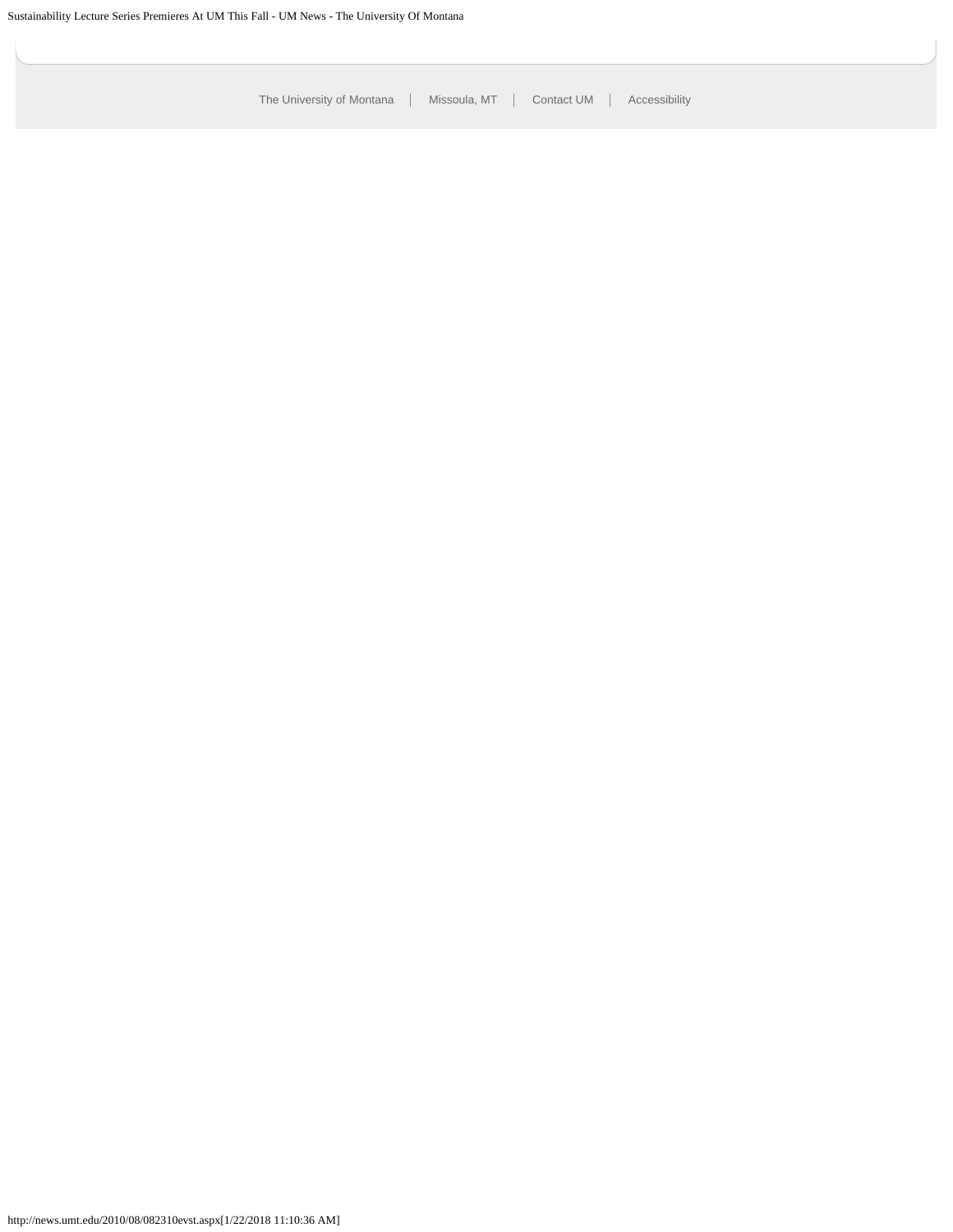The University of Montana | Missoula, MT | Contact UM | Accessibility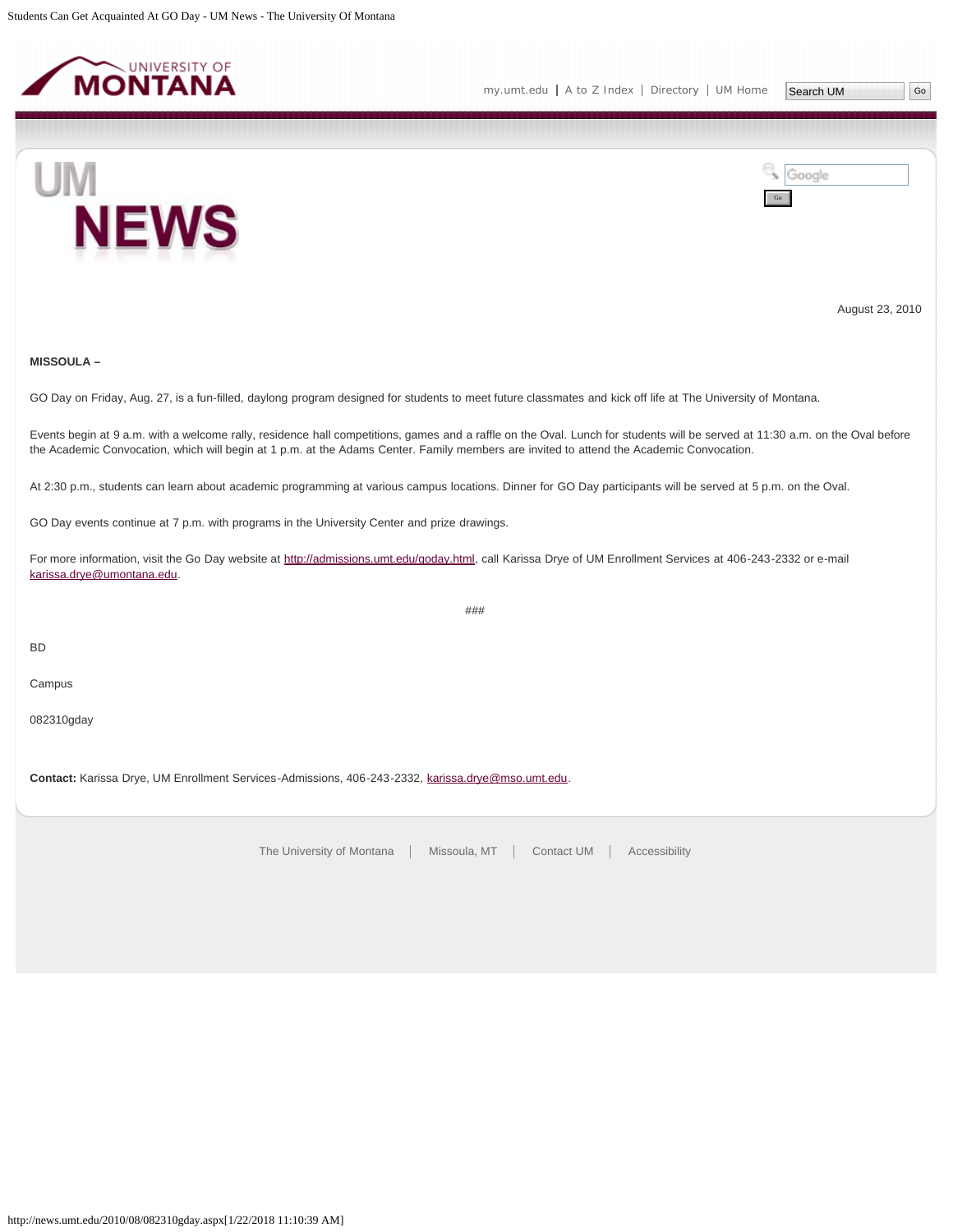August 23, 2010

**MISSOULA –**

GO Day on Friday, Aug. 27, is a fun-filled, daylong program designed for students to meet future classmates and kick off life at The University of Montana.

Events begin at 9 a.m. with a welcome rally, residence hall competitions, games and a raffle on the Oval. Lunch for students will be served at 11:30 a.m. on the Oval before the Academic Convocation, which will begin at 1 p.m. at the Adams Center. Family members are invited to attend the Academic Convocation.

At 2:30 p.m., students can learn about academic programming at various campus locations. Dinner for GO Day participants will be served at 5 p.m. on the Oval.

GO Day events continue at 7 p.m. with programs in the University Center and prize drawings.

For more information, visit the Go Day website at http://admissions.umt.edu/goday.html, call Karissa Drye of UM Enrollment Services at 406-243-2332 or e-mail karissa.drye@umontana.edu.

###

BD

Campus

082310gday

**Contact:** Karissa Drye, UM Enrollment Services-Admissions, 406-243-2332, karissa.drye@mso.umt.edu.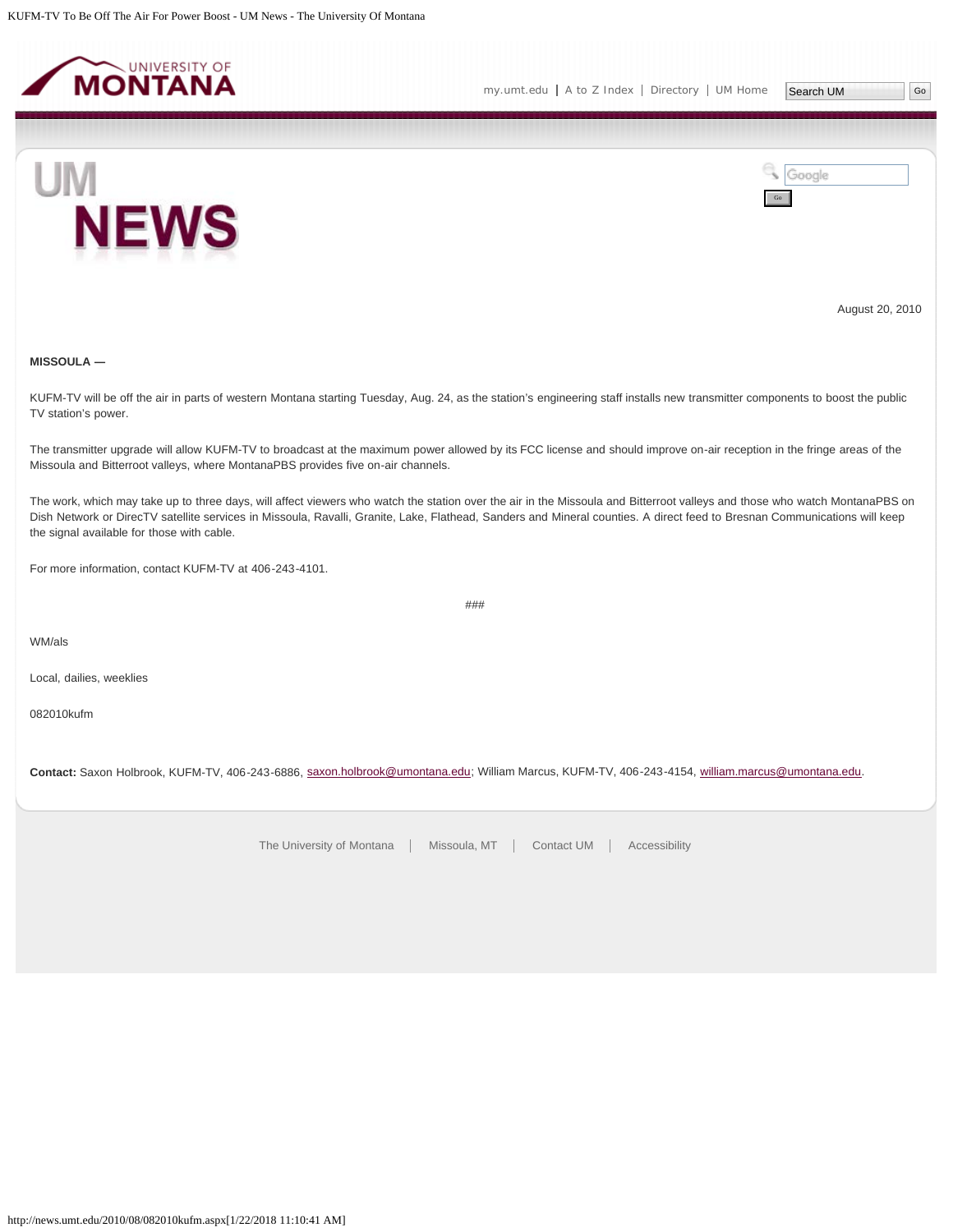August 20, 2010

**MISSOULA —**

KUFM-TV will be off the air in parts of western Montana starting Tuesday, Aug. 24, as the station's engineering staff installs new transmitter components to boost the public TV station's power.

The transmitter upgrade will allow KUFM-TV to broadcast at the maximum power allowed by its FCC license and should improve on-air reception in the fringe areas of the Missoula and Bitterroot valleys, where MontanaPBS provides five on-air channels.

The work, which may take up to three days, will affect viewers who watch the station over the air in the Missoula and Bitterroot valleys and those who watch MontanaPBS on Dish Network or DirecTV satellite services in Missoula, Ravalli, Granite, Lake, Flathead, Sanders and Mineral counties. A direct feed to Bresnan Communications will keep the signal available for those with cable.

For more information, contact KUFM-TV at 406-243-4101.

###

WM/als

Local, dailies, weeklies

082010kufm

**Contact:** Saxon Holbrook, KUFM-TV, 406-243-6886, saxon.holbrook@umontana.edu; William Marcus, KUFM-TV, 406-243-4154, william.marcus@umontana.edu.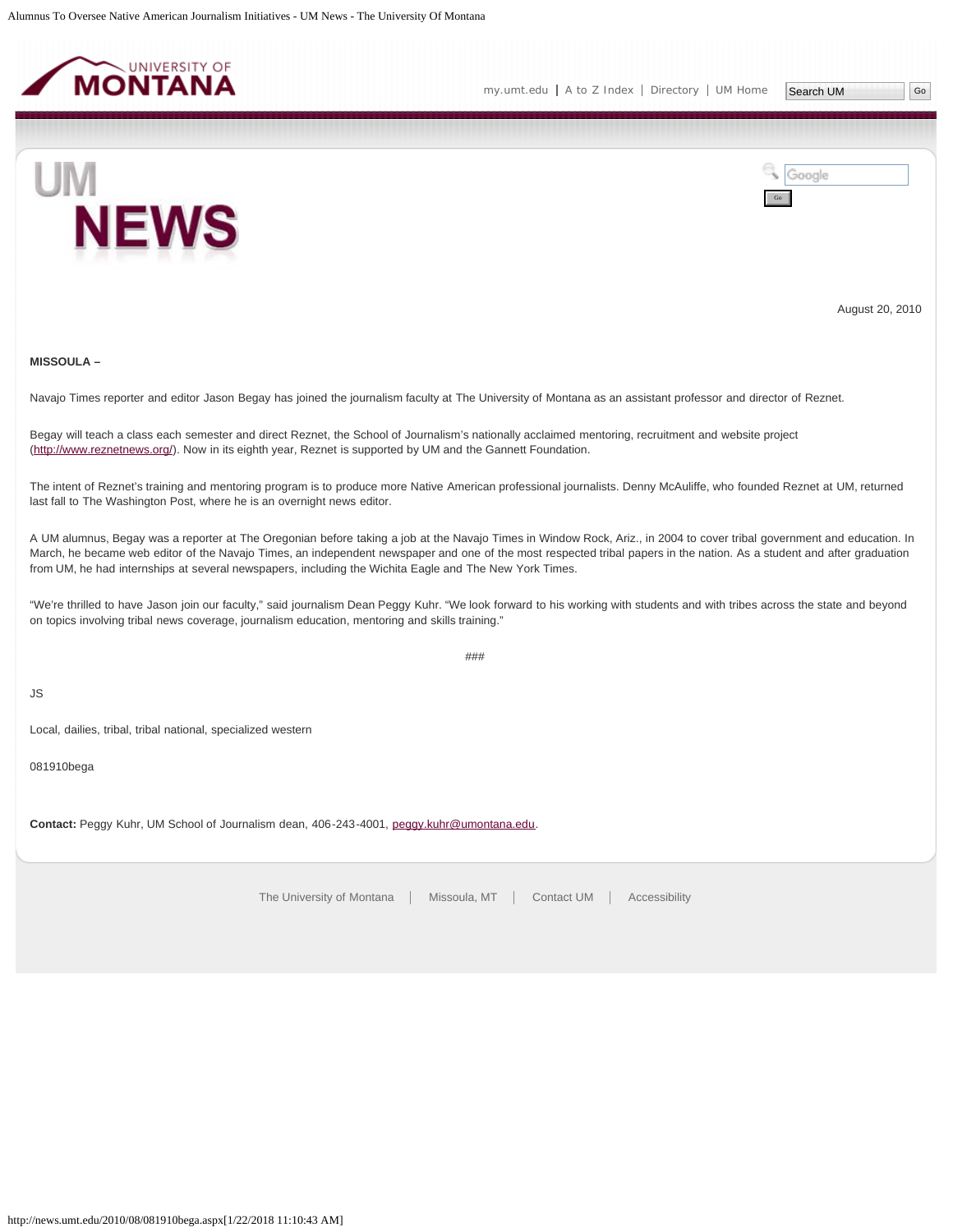August 20, 2010

**MISSOULA –**

Navajo Times reporter and editor Jason Begay has joined the journalism faculty at The University of Montana as an assistant professor and director of Reznet.

Begay will teach a class each semester and direct Reznet, the School of Journalism's nationally acclaimed mentoring, recruitment and website project (http://www.reznetnews.org/). Now in its eighth year, Reznet is supported by UM and the Gannett Foundation.

The intent of Reznet's training and mentoring program is to produce more Native American professional journalists. Denny McAuliffe, who founded Reznet at UM, returned last fall to The Washington Post, where he is an overnight news editor.

A UM alumnus, Begay was a reporter at The Oregonian before taking a job at the Navajo Times in Window Rock, Ariz., in 2004 to cover tribal government and education. In March, he became web editor of the Navajo Times, an independent newspaper and one of the most respected tribal papers in the nation. As a student and after graduation from UM, he had internships at several newspapers, including the Wichita Eagle and The New York Times.

"We're thrilled to have Jason join our faculty," said journalism Dean Peggy Kuhr. "We look forward to his working with students and with tribes across the state and beyond on topics involving tribal news coverage, journalism education, mentoring and skills training."

###

JS

Local, dailies, tribal, tribal national, specialized western

081910bega

**Contact:** Peggy Kuhr, UM School of Journalism dean, 406-243-4001, peggy.kuhr@umontana.edu.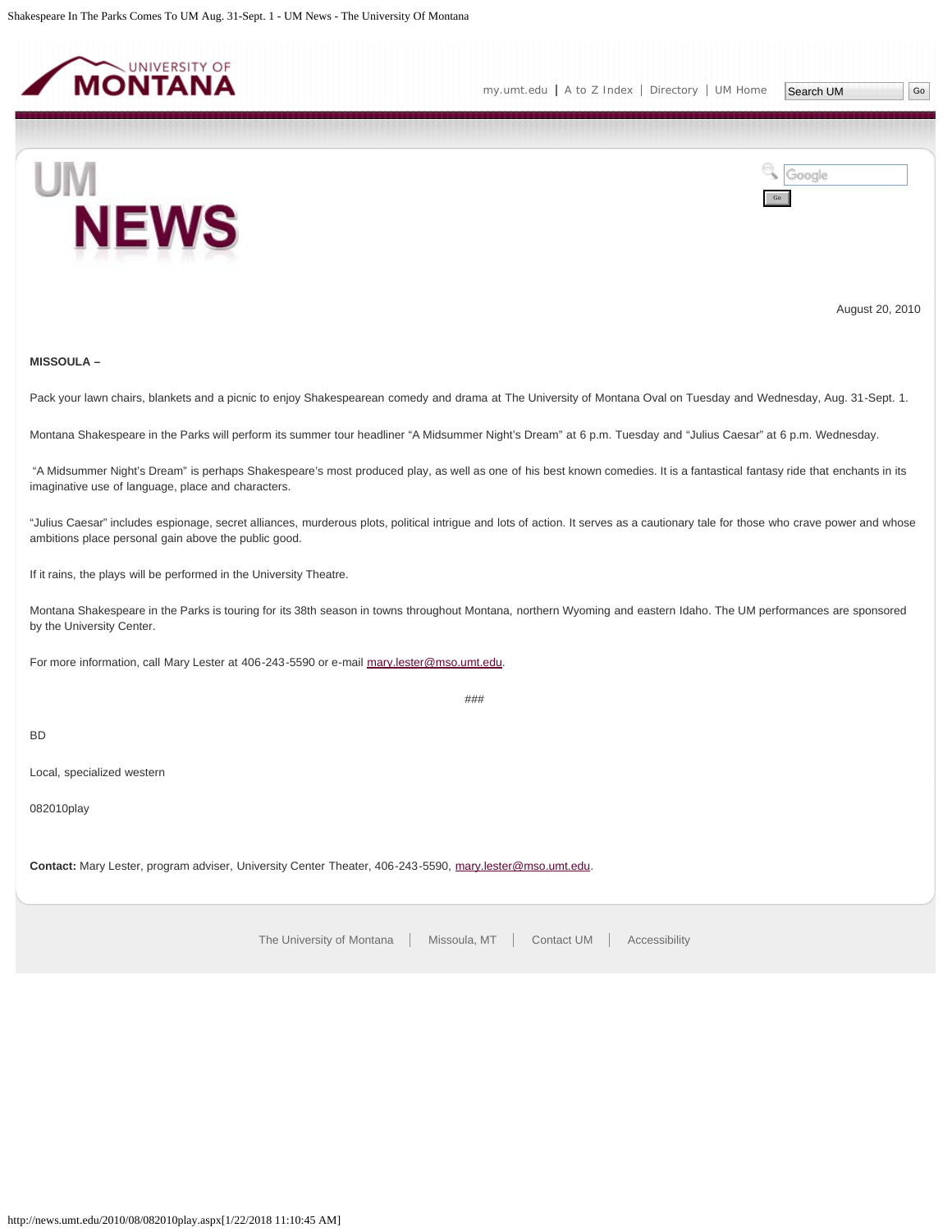August 20, 2010

**MISSOULA –**

Pack your lawn chairs, blankets and a picnic to enjoy Shakespearean comedy and drama at The University of Montana Oval on Tuesday and Wednesday, Aug. 31-Sept. 1.

Montana Shakespeare in the Parks will perform its summer tour headliner “A Midsummer Night’s Dream” at 6 p.m. Tuesday and “Julius Caesar” at 6 p.m. Wednesday.

“A Midsummer Night’s Dream” is perhaps Shakespeare’s most produced play, as well as one of his best known comedies. It is a fantastical fantasy ride that enchants in its imaginative use of language, place and characters.

“Julius Caesar” includes espionage, secret alliances, murderous plots, political intrigue and lots of action. It serves as a cautionary tale for those who crave power and whose ambitions place personal gain above the public good.

If it rains, the plays will be performed in the University Theatre.

Montana Shakespeare in the Parks is touring for its 38th season in towns throughout Montana, northern Wyoming and eastern Idaho. The UM performances are sponsored by the University Center.

For more information, call Mary Lester at 406-243-5590 or e-mail mary.lester@mso.umt.edu.

###

BD

Local, specialized western

082010play

**Contact:** Mary Lester, program adviser, University Center Theater, 406-243-5590, mary.lester@mso.umt.edu.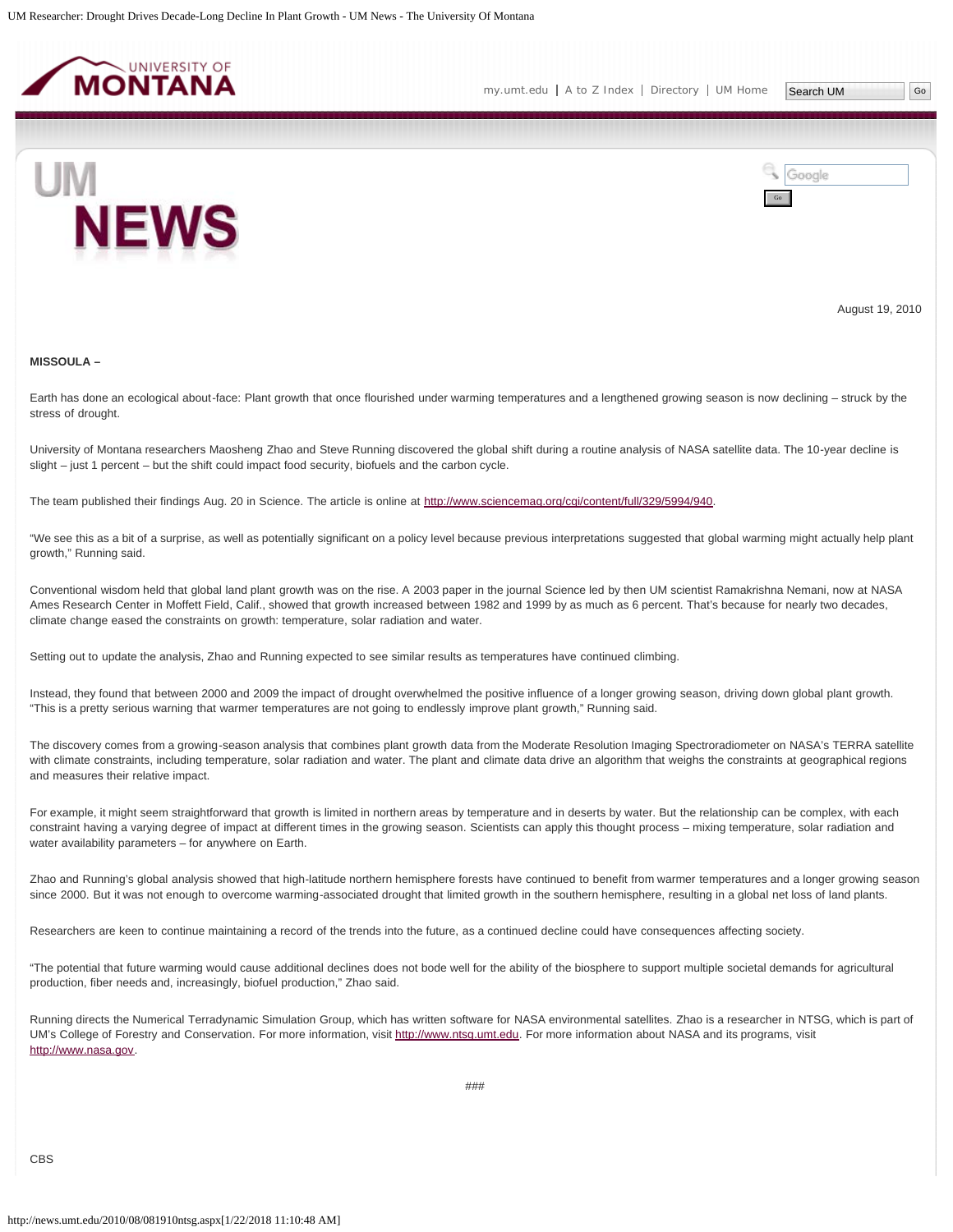August 19, 2010

**MISSOULA –**

Earth has done an ecological about-face: Plant growth that once flourished under warming temperatures and a lengthened growing season is now declining – struck by the stress of drought.

University of Montana researchers Maosheng Zhao and Steve Running discovered the global shift during a routine analysis of NASA satellite data. The 10-year decline is slight – just 1 percent – but the shift could impact food security, biofuels and the carbon cycle.

The team published their findings Aug. 20 in Science. The article is online at http://www.sciencemag.org/cgi/content/full/329/5994/940.

"We see this as a bit of a surprise, as well as potentially significant on a policy level because previous interpretations suggested that global warming might actually help plant growth," Running said.

Conventional wisdom held that global land plant growth was on the rise. A 2003 paper in the journal Science led by then UM scientist Ramakrishna Nemani, now at NASA Ames Research Center in Moffett Field, Calif., showed that growth increased between 1982 and 1999 by as much as 6 percent. That's because for nearly two decades, climate change eased the constraints on growth: temperature, solar radiation and water.

Setting out to update the analysis, Zhao and Running expected to see similar results as temperatures have continued climbing.

Instead, they found that between 2000 and 2009 the impact of drought overwhelmed the positive influence of a longer growing season, driving down global plant growth. "This is a pretty serious warning that warmer temperatures are not going to endlessly improve plant growth," Running said.

The discovery comes from a growing-season analysis that combines plant growth data from the Moderate Resolution Imaging Spectroradiometer on NASA's TERRA satellite with climate constraints, including temperature, solar radiation and water. The plant and climate data drive an algorithm that weighs the constraints at geographical regions and measures their relative impact.

For example, it might seem straightforward that growth is limited in northern areas by temperature and in deserts by water. But the relationship can be complex, with each constraint having a varying degree of impact at different times in the growing season. Scientists can apply this thought process – mixing temperature, solar radiation and water availability parameters – for anywhere on Earth.

Zhao and Running's global analysis showed that high-latitude northern hemisphere forests have continued to benefit from warmer temperatures and a longer growing season since 2000. But it was not enough to overcome warming-associated drought that limited growth in the southern hemisphere, resulting in a global net loss of land plants.

Researchers are keen to continue maintaining a record of the trends into the future, as a continued decline could have consequences affecting society.

"The potential that future warming would cause additional declines does not bode well for the ability of the biosphere to support multiple societal demands for agricultural production, fiber needs and, increasingly, biofuel production," Zhao said.

Running directs the Numerical Terradynamic Simulation Group, which has written software for NASA environmental satellites. Zhao is a researcher in NTSG, which is part of UM's College of Forestry and Conservation. For more information, visit http://www.ntsg.umt.edu. For more information about NASA and its programs, visit http://www.nasa.gov.

###

CBS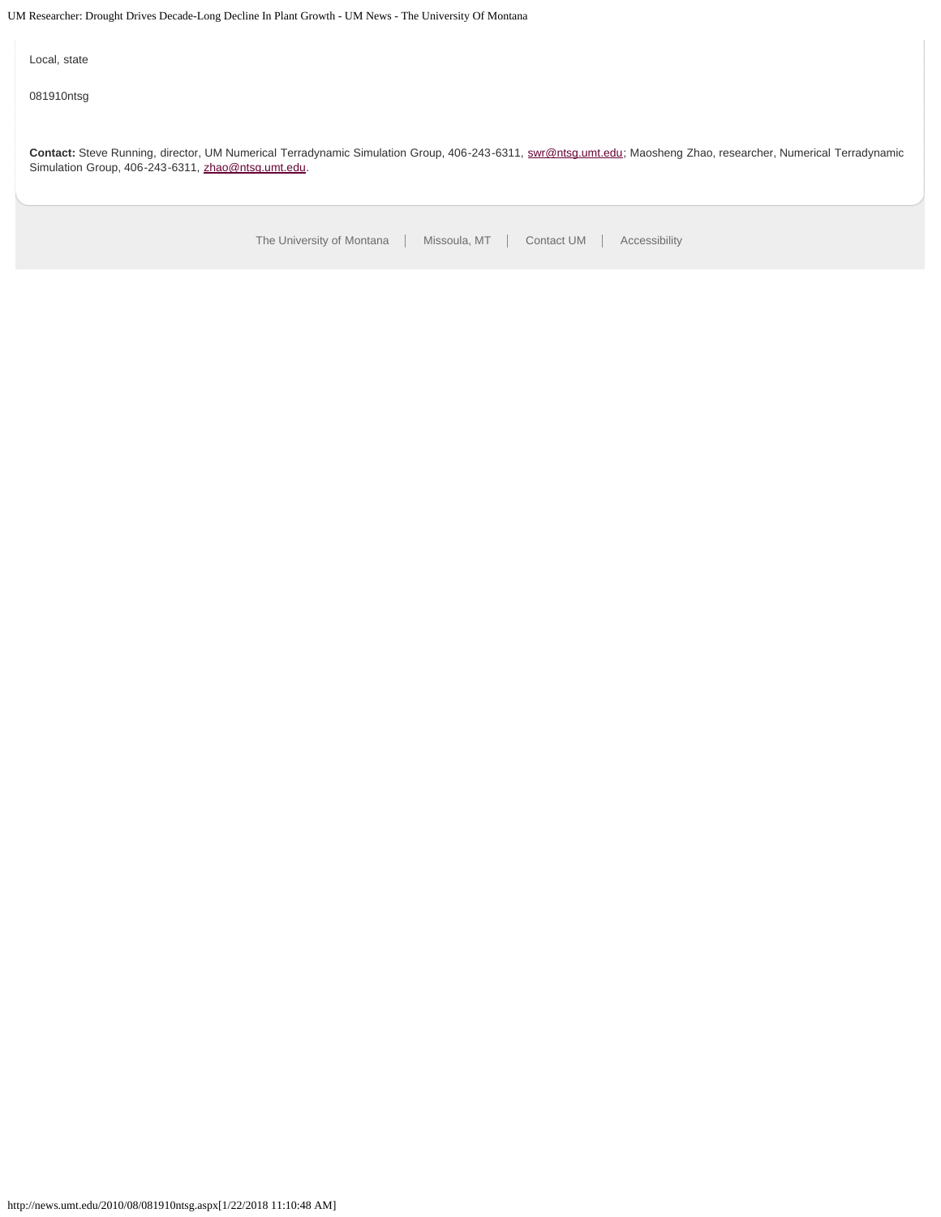Local, state

081910ntsg

**Contact:** Steve Running, director, UM Numerical Terradynamic Simulation Group, 406-243-6311, swr@ntsg.umt.edu; Maosheng Zhao, researcher, Numerical Terradynamic Simulation Group, 406-243-6311, zhao@ntsg.umt.edu.

The University of Montana | Missoula, MT | Contact UM | Accessibility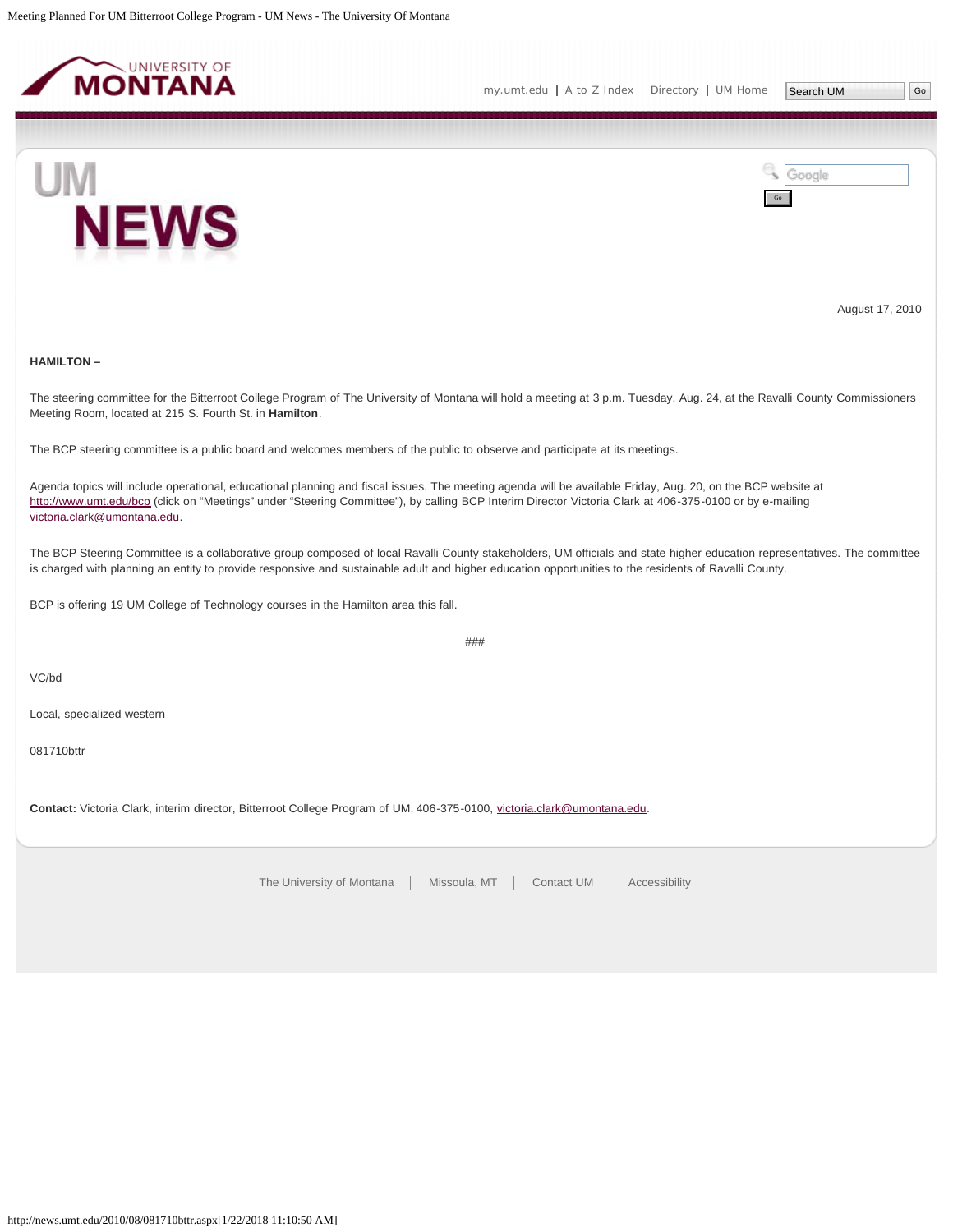August 17, 2010

**HAMILTON –**

The steering committee for the Bitterroot College Program of The University of Montana will hold a meeting at 3 p.m. Tuesday, Aug. 24, at the Ravalli County Commissioners Meeting Room, located at 215 S. Fourth St. in **Hamilton**.

The BCP steering committee is a public board and welcomes members of the public to observe and participate at its meetings.

Agenda topics will include operational, educational planning and fiscal issues. The meeting agenda will be available Friday, Aug. 20, on the BCP website at http://www.umt.edu/bcp (click on "Meetings" under "Steering Committee"), by calling BCP Interim Director Victoria Clark at 406-375-0100 or by e-mailing victoria.clark@umontana.edu.

The BCP Steering Committee is a collaborative group composed of local Ravalli County stakeholders, UM officials and state higher education representatives. The committee is charged with planning an entity to provide responsive and sustainable adult and higher education opportunities to the residents of Ravalli County.

BCP is offering 19 UM College of Technology courses in the Hamilton area this fall.

###

VC/bd

Local, specialized western

081710bttr

**Contact:** Victoria Clark, interim director, Bitterroot College Program of UM, 406-375-0100, victoria.clark@umontana.edu.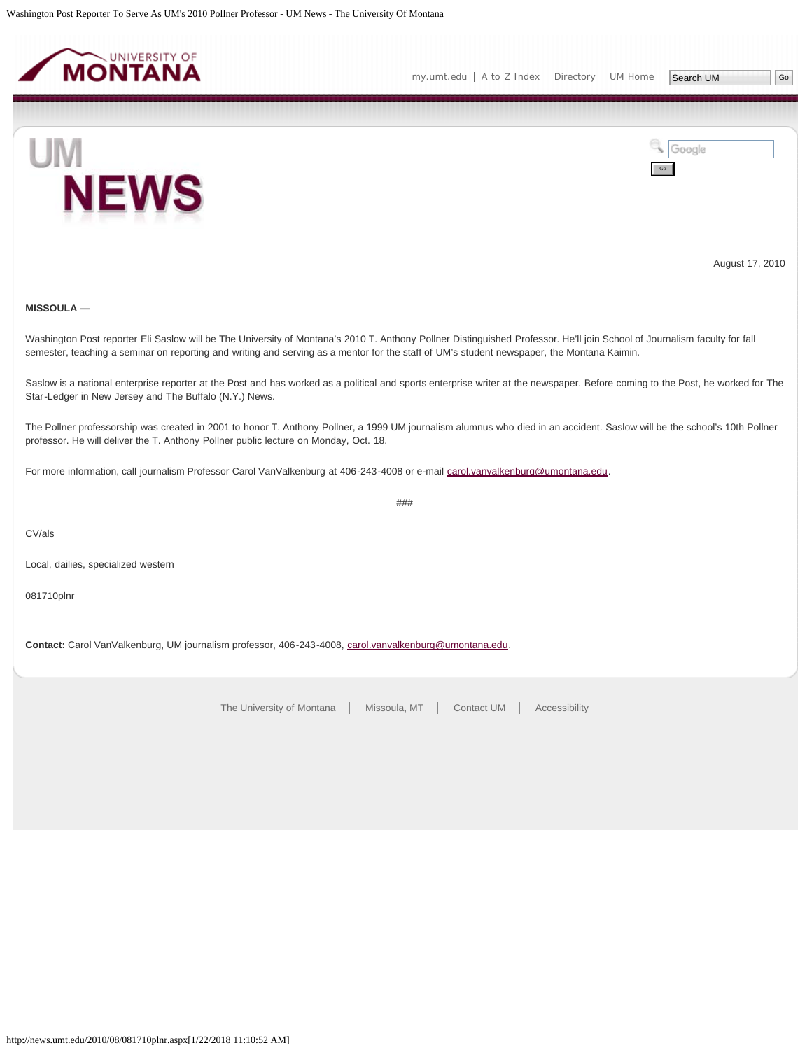August 17, 2010

**MISSOULA —**

Washington Post reporter Eli Saslow will be The University of Montana's 2010 T. Anthony Pollner Distinguished Professor. He'll join School of Journalism faculty for fall semester, teaching a seminar on reporting and writing and serving as a mentor for the staff of UM's student newspaper, the Montana Kaimin.

Saslow is a national enterprise reporter at the Post and has worked as a political and sports enterprise writer at the newspaper. Before coming to the Post, he worked for The Star-Ledger in New Jersey and The Buffalo (N.Y.) News.

The Pollner professorship was created in 2001 to honor T. Anthony Pollner, a 1999 UM journalism alumnus who died in an accident. Saslow will be the school's 10th Pollner professor. He will deliver the T. Anthony Pollner public lecture on Monday, Oct. 18.

For more information, call journalism Professor Carol VanValkenburg at 406-243-4008 or e-mail carol.vanvalkenburg@umontana.edu.

###

CV/als

Local, dailies, specialized western

081710plnr

**Contact:** Carol VanValkenburg, UM journalism professor, 406-243-4008, carol.vanvalkenburg@umontana.edu.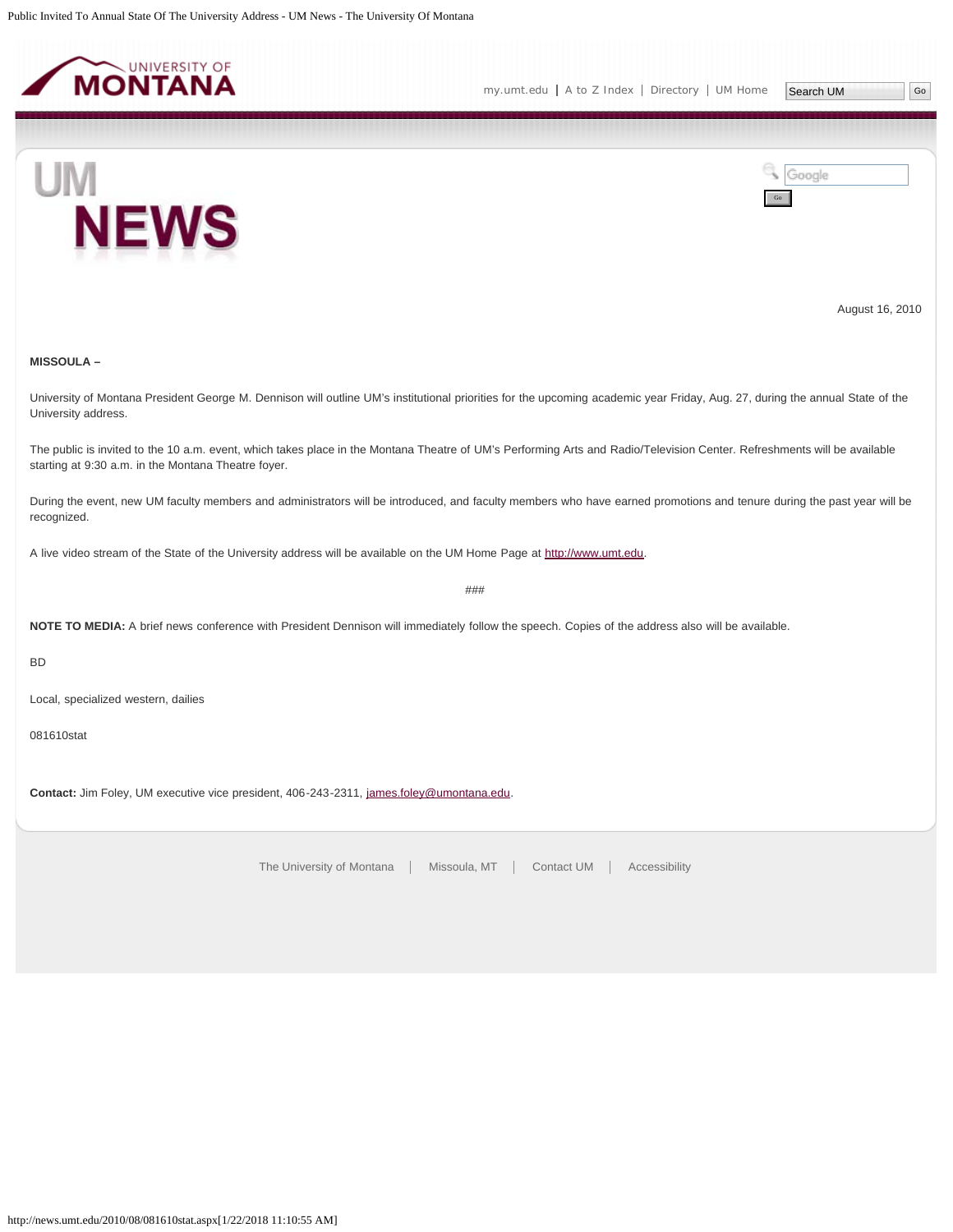August 16, 2010

**MISSOULA –**

University of Montana President George M. Dennison will outline UM's institutional priorities for the upcoming academic year Friday, Aug. 27, during the annual State of the University address.

The public is invited to the 10 a.m. event, which takes place in the Montana Theatre of UM's Performing Arts and Radio/Television Center. Refreshments will be available starting at 9:30 a.m. in the Montana Theatre foyer.

During the event, new UM faculty members and administrators will be introduced, and faculty members who have earned promotions and tenure during the past year will be recognized.

A live video stream of the State of the University address will be available on the UM Home Page at http://www.umt.edu.

###

**NOTE TO MEDIA:** A brief news conference with President Dennison will immediately follow the speech. Copies of the address also will be available.

BD

Local, specialized western, dailies

081610stat

**Contact:** Jim Foley, UM executive vice president, 406-243-2311, james.foley@umontana.edu.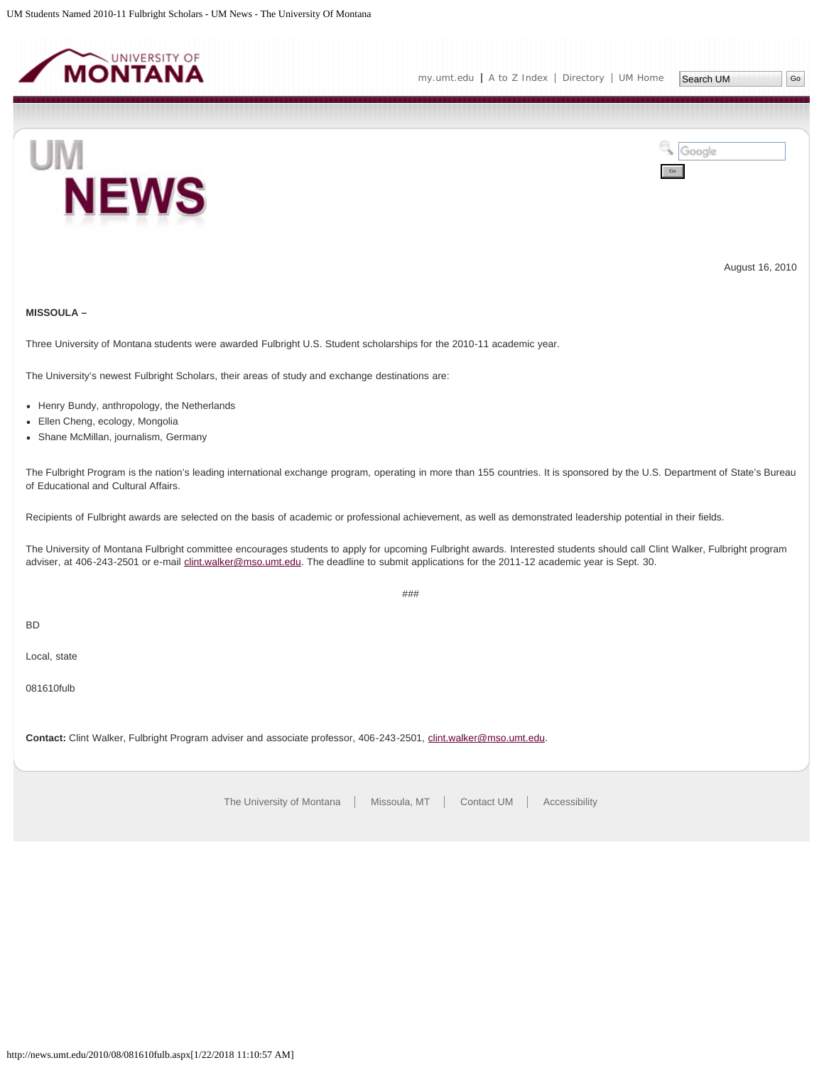August 16, 2010

**MISSOULA –**

Three University of Montana students were awarded Fulbright U.S. Student scholarships for the 2010-11 academic year.

The University's newest Fulbright Scholars, their areas of study and exchange destinations are:

- Henry Bundy, anthropology, the Netherlands
- Ellen Cheng, ecology, Mongolia
- Shane McMillan, journalism, Germany

The Fulbright Program is the nation's leading international exchange program, operating in more than 155 countries. It is sponsored by the U.S. Department of State's Bureau of Educational and Cultural Affairs.

Recipients of Fulbright awards are selected on the basis of academic or professional achievement, as well as demonstrated leadership potential in their fields.

The University of Montana Fulbright committee encourages students to apply for upcoming Fulbright awards. Interested students should call Clint Walker, Fulbright program adviser, at 406-243-2501 or e-mail clint.walker@mso.umt.edu. The deadline to submit applications for the 2011-12 academic year is Sept. 30.

###

BD

Local, state

081610fulb

**Contact:** Clint Walker, Fulbright Program adviser and associate professor, 406-243-2501, clint.walker@mso.umt.edu.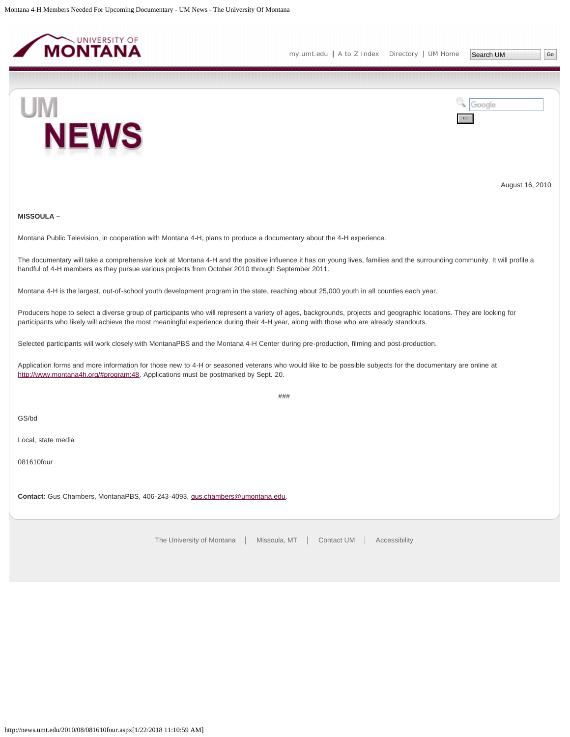August 16, 2010

**MISSOULA –**

Montana Public Television, in cooperation with Montana 4-H, plans to produce a documentary about the 4-H experience.

The documentary will take a comprehensive look at Montana 4-H and the positive influence it has on young lives, families and the surrounding community. It will profile a handful of 4-H members as they pursue various projects from October 2010 through September 2011.

Montana 4-H is the largest, out-of-school youth development program in the state, reaching about 25,000 youth in all counties each year.

Producers hope to select a diverse group of participants who will represent a variety of ages, backgrounds, projects and geographic locations. They are looking for participants who likely will achieve the most meaningful experience during their 4-H year, along with those who are already standouts.

Selected participants will work closely with MontanaPBS and the Montana 4-H Center during pre-production, filming and post-production.

Application forms and more information for those new to 4-H or seasoned veterans who would like to be possible subjects for the documentary are online at http://www.montana4h.org/#program:48. Applications must be postmarked by Sept. 20.

###

GS/bd

Local, state media

081610four

**Contact:** Gus Chambers, MontanaPBS, 406-243-4093, gus.chambers@umontana.edu.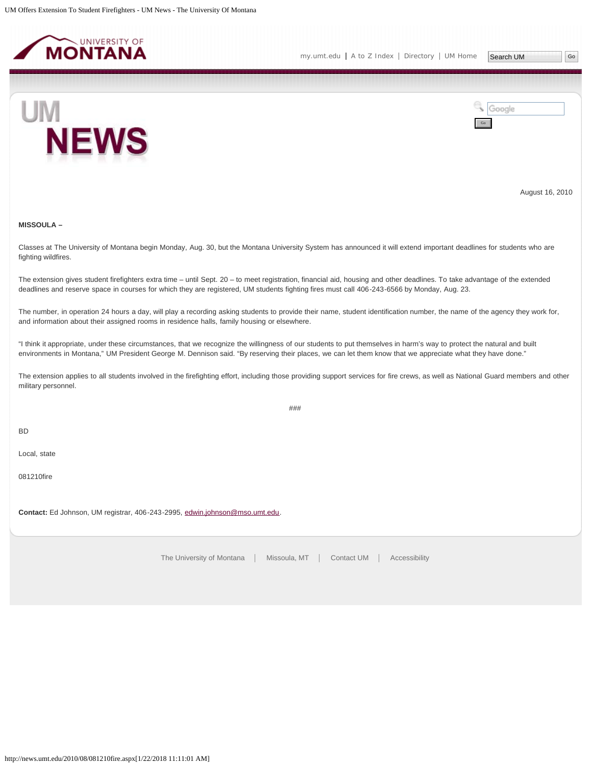August 16, 2010

**MISSOULA –**

Classes at The University of Montana begin Monday, Aug. 30, but the Montana University System has announced it will extend important deadlines for students who are fighting wildfires.

The extension gives student firefighters extra time – until Sept. 20 – to meet registration, financial aid, housing and other deadlines. To take advantage of the extended deadlines and reserve space in courses for which they are registered, UM students fighting fires must call 406-243-6566 by Monday, Aug. 23.

The number, in operation 24 hours a day, will play a recording asking students to provide their name, student identification number, the name of the agency they work for, and information about their assigned rooms in residence halls, family housing or elsewhere.

"I think it appropriate, under these circumstances, that we recognize the willingness of our students to put themselves in harm's way to protect the natural and built environments in Montana," UM President George M. Dennison said. "By reserving their places, we can let them know that we appreciate what they have done."

The extension applies to all students involved in the firefighting effort, including those providing support services for fire crews, as well as National Guard members and other military personnel.

###

BD

Local, state

081210fire

**Contact:** Ed Johnson, UM registrar, 406-243-2995, edwin.johnson@mso.umt.edu.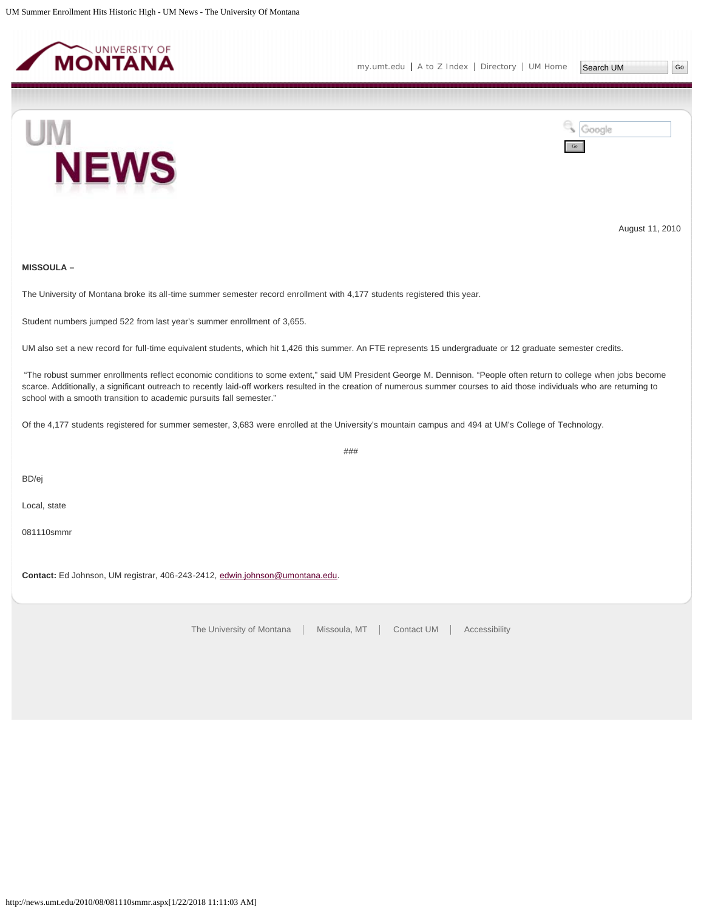August 11, 2010

**MISSOULA –**

The University of Montana broke its all-time summer semester record enrollment with 4,177 students registered this year.

Student numbers jumped 522 from last year's summer enrollment of 3,655.

UM also set a new record for full-time equivalent students, which hit 1,426 this summer. An FTE represents 15 undergraduate or 12 graduate semester credits.

"The robust summer enrollments reflect economic conditions to some extent," said UM President George M. Dennison. "People often return to college when jobs become scarce. Additionally, a significant outreach to recently laid-off workers resulted in the creation of numerous summer courses to aid those individuals who are returning to school with a smooth transition to academic pursuits fall semester."

Of the 4,177 students registered for summer semester, 3,683 were enrolled at the University's mountain campus and 494 at UM's College of Technology.

###

BD/ej

Local, state

081110smmr

**Contact:** Ed Johnson, UM registrar, 406-243-2412, edwin.johnson@umontana.edu.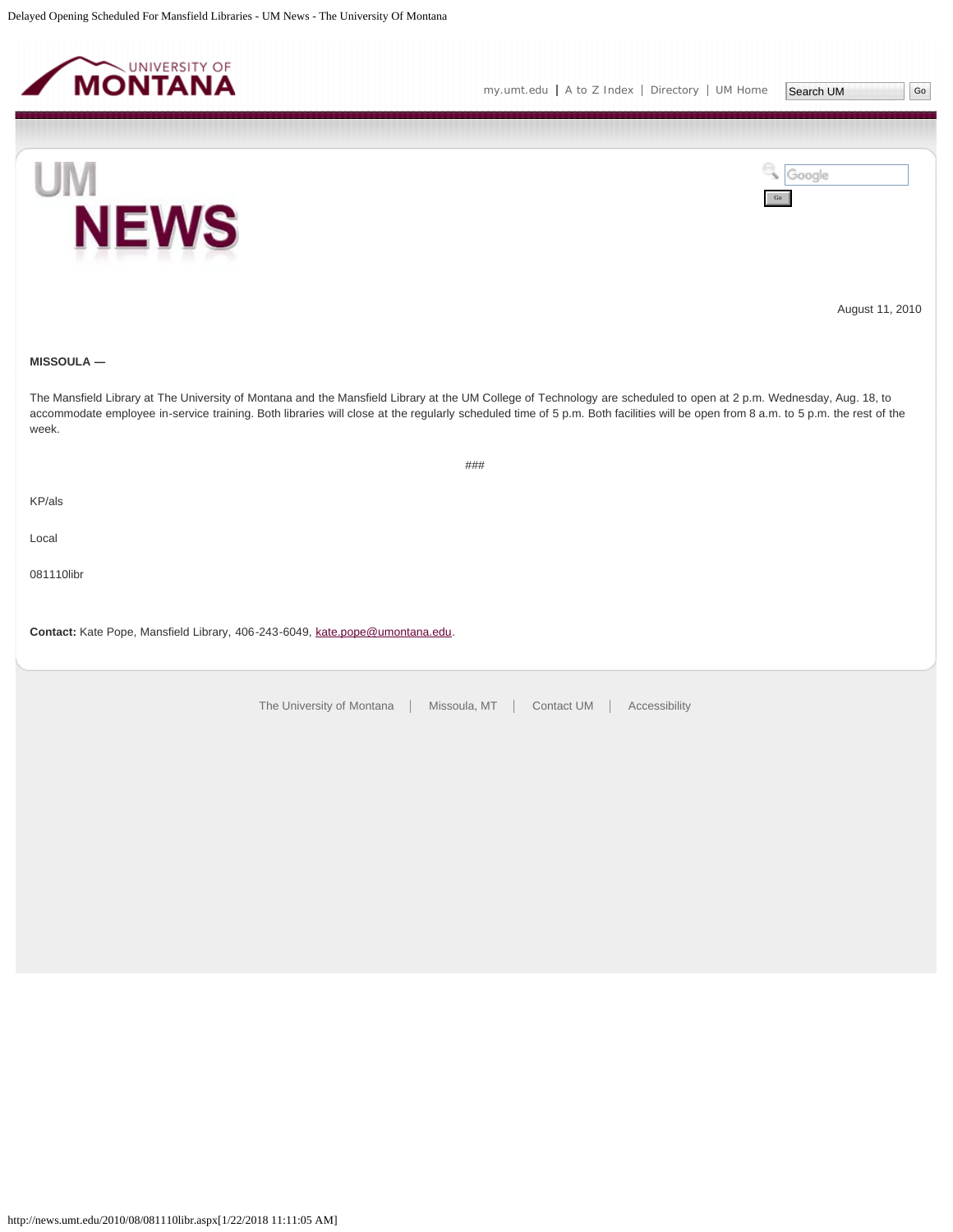August 11, 2010

**MISSOULA —**

The Mansfield Library at The University of Montana and the Mansfield Library at the UM College of Technology are scheduled to open at 2 p.m. Wednesday, Aug. 18, to accommodate employee in-service training. Both libraries will close at the regularly scheduled time of 5 p.m. Both facilities will be open from 8 a.m. to 5 p.m. the rest of the week.

###

KP/als

Local

081110libr

**Contact:** Kate Pope, Mansfield Library, 406-243-6049, kate.pope@umontana.edu.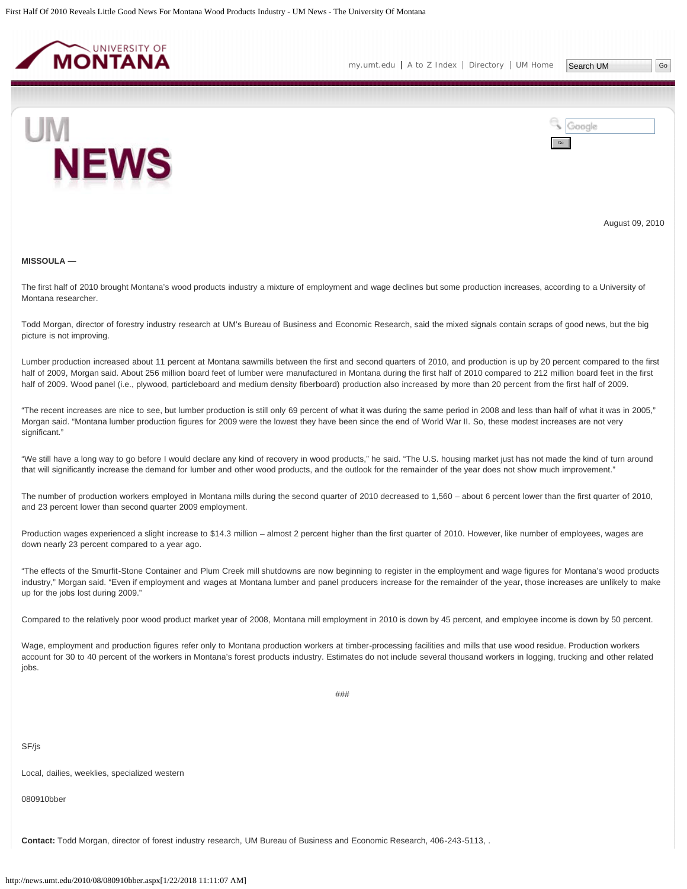August 09, 2010

**MISSOULA —**

The first half of 2010 brought Montana's wood products industry a mixture of employment and wage declines but some production increases, according to a University of Montana researcher.

Todd Morgan, director of forestry industry research at UM's Bureau of Business and Economic Research, said the mixed signals contain scraps of good news, but the big picture is not improving.

Lumber production increased about 11 percent at Montana sawmills between the first and second quarters of 2010, and production is up by 20 percent compared to the first half of 2009, Morgan said. About 256 million board feet of lumber were manufactured in Montana during the first half of 2010 compared to 212 million board feet in the first half of 2009. Wood panel (i.e., plywood, particleboard and medium density fiberboard) production also increased by more than 20 percent from the first half of 2009.

"The recent increases are nice to see, but lumber production is still only 69 percent of what it was during the same period in 2008 and less than half of what it was in 2005," Morgan said. "Montana lumber production figures for 2009 were the lowest they have been since the end of World War II. So, these modest increases are not very significant."

"We still have a long way to go before I would declare any kind of recovery in wood products," he said. "The U.S. housing market just has not made the kind of turn around that will significantly increase the demand for lumber and other wood products, and the outlook for the remainder of the year does not show much improvement."

The number of production workers employed in Montana mills during the second quarter of 2010 decreased to 1,560 – about 6 percent lower than the first quarter of 2010, and 23 percent lower than second quarter 2009 employment.

Production wages experienced a slight increase to $14.3 million – almost 2 percent higher than the first quarter of 2010. However, like number of employees, wages are down nearly 23 percent compared to a year ago.

"The effects of the Smurfit-Stone Container and Plum Creek mill shutdowns are now beginning to register in the employment and wage figures for Montana's wood products industry," Morgan said. "Even if employment and wages at Montana lumber and panel producers increase for the remainder of the year, those increases are unlikely to make up for the jobs lost during 2009."

Compared to the relatively poor wood product market year of 2008, Montana mill employment in 2010 is down by 45 percent, and employee income is down by 50 percent.

Wage, employment and production figures refer only to Montana production workers at timber-processing facilities and mills that use wood residue. Production workers account for 30 to 40 percent of the workers in Montana's forest products industry. Estimates do not include several thousand workers in logging, trucking and other related jobs.

###

SF/js

Local, dailies, weeklies, specialized western

080910bber

**Contact:** Todd Morgan, director of forest industry research, UM Bureau of Business and Economic Research, 406-243-5113, .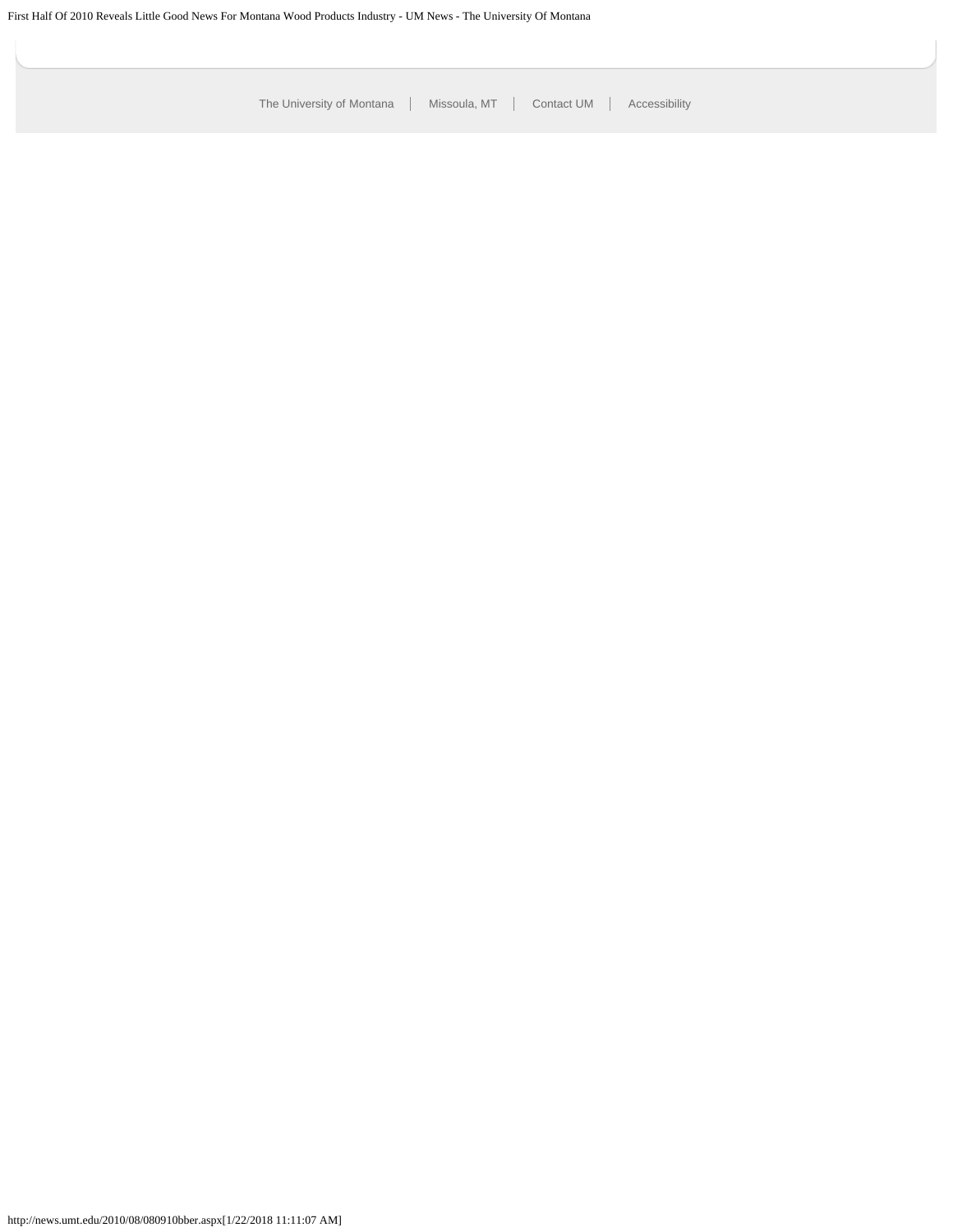The University of Montana | Missoula, MT | Contact UM | Accessibility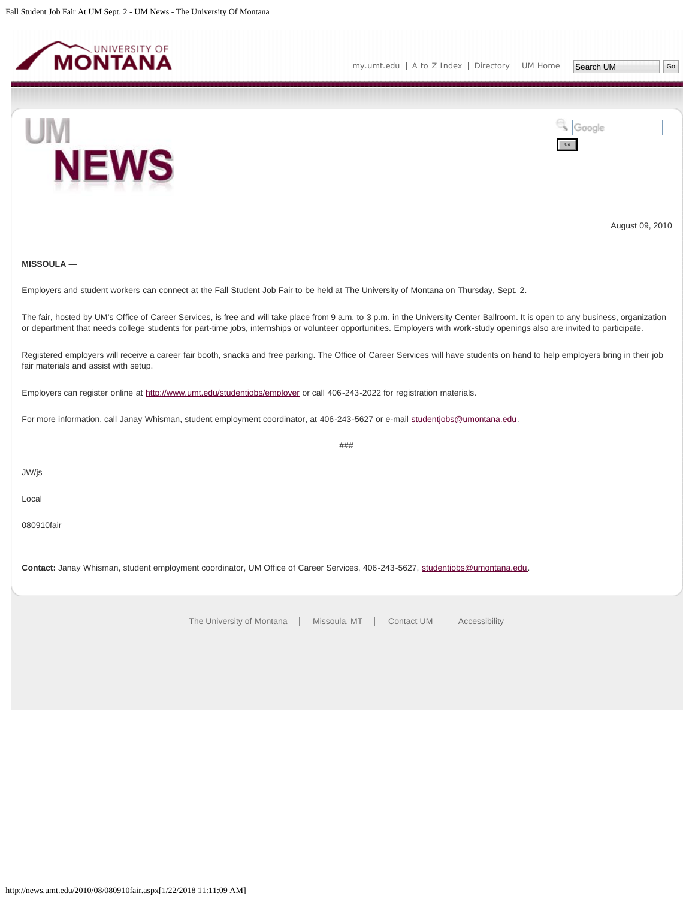August 09, 2010

**MISSOULA —**

Employers and student workers can connect at the Fall Student Job Fair to be held at The University of Montana on Thursday, Sept. 2.

The fair, hosted by UM's Office of Career Services, is free and will take place from 9 a.m. to 3 p.m. in the University Center Ballroom. It is open to any business, organization or department that needs college students for part-time jobs, internships or volunteer opportunities. Employers with work-study openings also are invited to participate.

Registered employers will receive a career fair booth, snacks and free parking. The Office of Career Services will have students on hand to help employers bring in their job fair materials and assist with setup.

Employers can register online at http://www.umt.edu/studentjobs/employer or call 406-243-2022 for registration materials.

For more information, call Janay Whisman, student employment coordinator, at 406-243-5627 or e-mail studentjobs@umontana.edu.

###

JW/js

Local

080910fair

**Contact:** Janay Whisman, student employment coordinator, UM Office of Career Services, 406-243-5627, studentjobs@umontana.edu.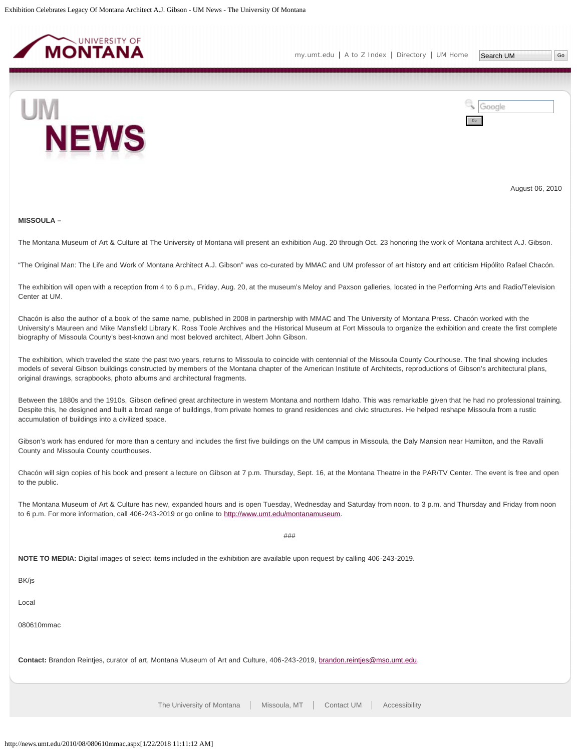August 06, 2010

**MISSOULA –**

The Montana Museum of Art & Culture at The University of Montana will present an exhibition Aug. 20 through Oct. 23 honoring the work of Montana architect A.J. Gibson.

"The Original Man: The Life and Work of Montana Architect A.J. Gibson" was co-curated by MMAC and UM professor of art history and art criticism Hipólito Rafael Chacón.

The exhibition will open with a reception from 4 to 6 p.m., Friday, Aug. 20, at the museum's Meloy and Paxson galleries, located in the Performing Arts and Radio/Television Center at UM.

Chacón is also the author of a book of the same name, published in 2008 in partnership with MMAC and The University of Montana Press. Chacón worked with the University's Maureen and Mike Mansfield Library K. Ross Toole Archives and the Historical Museum at Fort Missoula to organize the exhibition and create the first complete biography of Missoula County's best-known and most beloved architect, Albert John Gibson.

The exhibition, which traveled the state the past two years, returns to Missoula to coincide with centennial of the Missoula County Courthouse. The final showing includes models of several Gibson buildings constructed by members of the Montana chapter of the American Institute of Architects, reproductions of Gibson's architectural plans, original drawings, scrapbooks, photo albums and architectural fragments.

Between the 1880s and the 1910s, Gibson defined great architecture in western Montana and northern Idaho. This was remarkable given that he had no professional training. Despite this, he designed and built a broad range of buildings, from private homes to grand residences and civic structures. He helped reshape Missoula from a rustic accumulation of buildings into a civilized space.

Gibson's work has endured for more than a century and includes the first five buildings on the UM campus in Missoula, the Daly Mansion near Hamilton, and the Ravalli County and Missoula County courthouses.

Chacón will sign copies of his book and present a lecture on Gibson at 7 p.m. Thursday, Sept. 16, at the Montana Theatre in the PAR/TV Center. The event is free and open to the public.

The Montana Museum of Art & Culture has new, expanded hours and is open Tuesday, Wednesday and Saturday from noon. to 3 p.m. and Thursday and Friday from noon to 6 p.m. For more information, call 406-243-2019 or go online to http://www.umt.edu/montanamuseum.

###

**NOTE TO MEDIA:** Digital images of select items included in the exhibition are available upon request by calling 406-243-2019.

BK/js

Local

080610mmac

**Contact:** Brandon Reintjes, curator of art, Montana Museum of Art and Culture, 406-243-2019, brandon.reintjes@mso.umt.edu.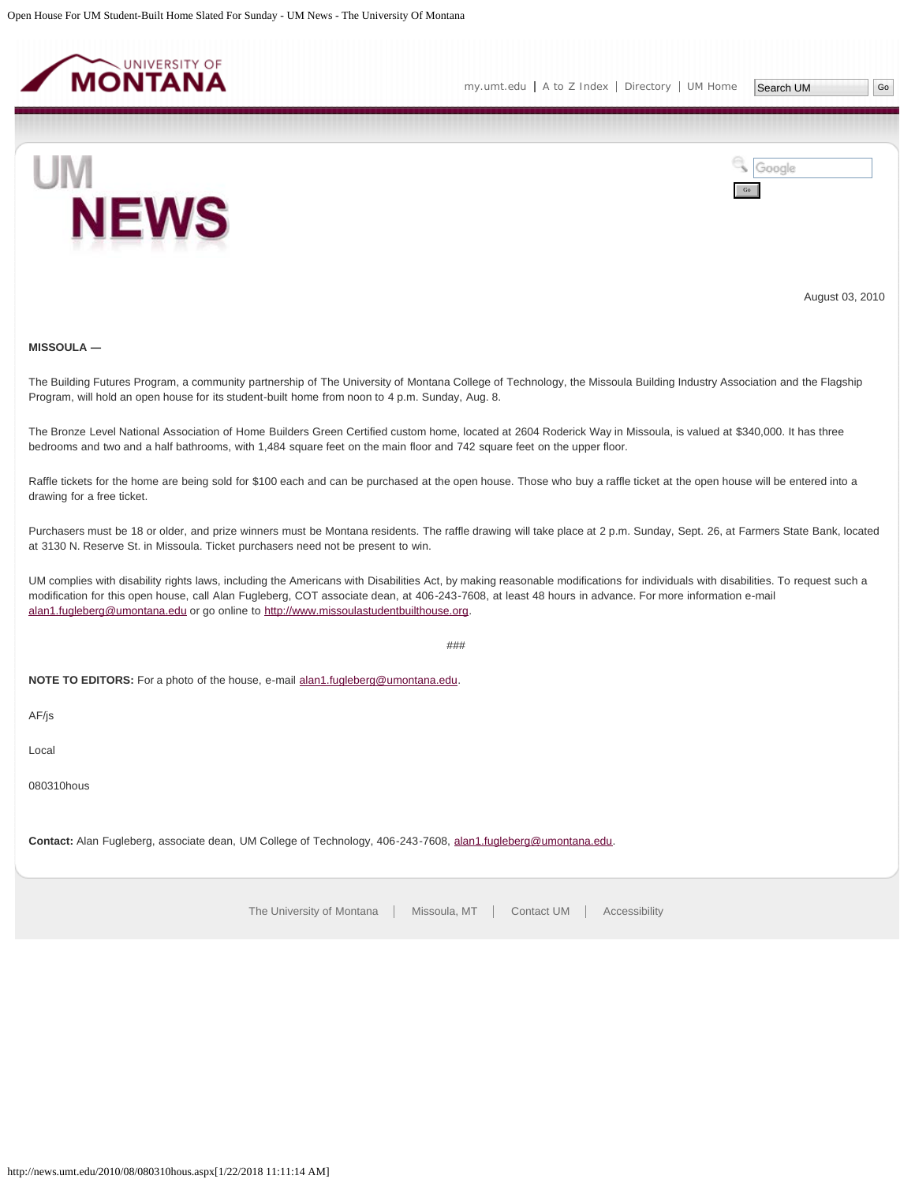August 03, 2010

**MISSOULA —**

The Building Futures Program, a community partnership of The University of Montana College of Technology, the Missoula Building Industry Association and the Flagship Program, will hold an open house for its student-built home from noon to 4 p.m. Sunday, Aug. 8.

The Bronze Level National Association of Home Builders Green Certified custom home, located at 2604 Roderick Way in Missoula, is valued at $340,000. It has three bedrooms and two and a half bathrooms, with 1,484 square feet on the main floor and 742 square feet on the upper floor.

Raffle tickets for the home are being sold for $100 each and can be purchased at the open house. Those who buy a raffle ticket at the open house will be entered into a drawing for a free ticket.

Purchasers must be 18 or older, and prize winners must be Montana residents. The raffle drawing will take place at 2 p.m. Sunday, Sept. 26, at Farmers State Bank, located at 3130 N. Reserve St. in Missoula. Ticket purchasers need not be present to win.

UM complies with disability rights laws, including the Americans with Disabilities Act, by making reasonable modifications for individuals with disabilities. To request such a modification for this open house, call Alan Fugleberg, COT associate dean, at 406-243-7608, at least 48 hours in advance. For more information e-mail alan1.fugleberg@umontana.edu or go online to http://www.missoulastudentbuilthouse.org.

###

**NOTE TO EDITORS:** For a photo of the house, e-mail alan1.fugleberg@umontana.edu.

AF/js

Local

080310hous

**Contact:** Alan Fugleberg, associate dean, UM College of Technology, 406-243-7608, alan1.fugleberg@umontana.edu.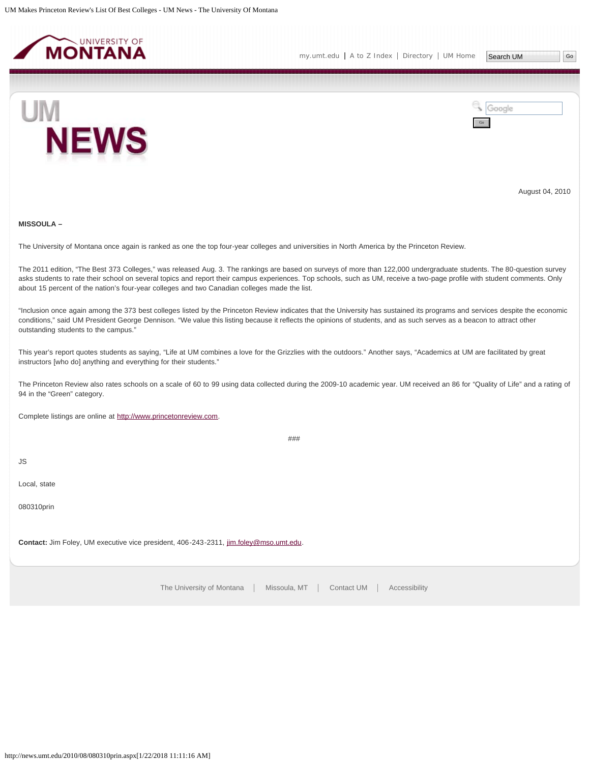August 04, 2010

**MISSOULA –**

The University of Montana once again is ranked as one the top four-year colleges and universities in North America by the Princeton Review.

The 2011 edition, "The Best 373 Colleges," was released Aug. 3. The rankings are based on surveys of more than 122,000 undergraduate students. The 80-question survey asks students to rate their school on several topics and report their campus experiences. Top schools, such as UM, receive a two-page profile with student comments. Only about 15 percent of the nation's four-year colleges and two Canadian colleges made the list.

"Inclusion once again among the 373 best colleges listed by the Princeton Review indicates that the University has sustained its programs and services despite the economic conditions," said UM President George Dennison. "We value this listing because it reflects the opinions of students, and as such serves as a beacon to attract other outstanding students to the campus."

This year's report quotes students as saying, "Life at UM combines a love for the Grizzlies with the outdoors." Another says, "Academics at UM are facilitated by great instructors [who do] anything and everything for their students."

The Princeton Review also rates schools on a scale of 60 to 99 using data collected during the 2009-10 academic year. UM received an 86 for "Quality of Life" and a rating of 94 in the "Green" category.

Complete listings are online at http://www.princetonreview.com.

###

JS

Local, state

080310prin

**Contact:** Jim Foley, UM executive vice president, 406-243-2311, jim.foley@mso.umt.edu.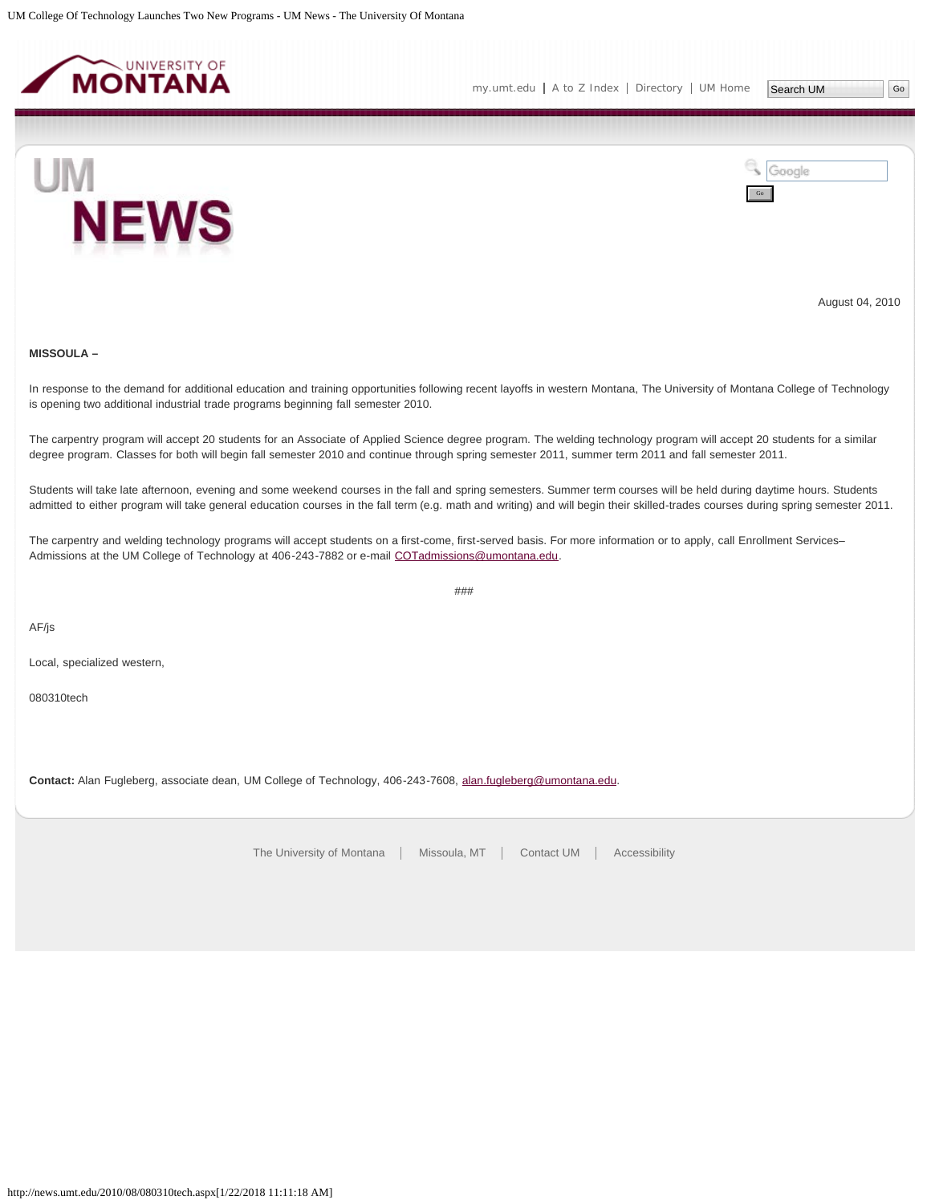August 04, 2010

**MISSOULA –**

In response to the demand for additional education and training opportunities following recent layoffs in western Montana, The University of Montana College of Technology is opening two additional industrial trade programs beginning fall semester 2010.

The carpentry program will accept 20 students for an Associate of Applied Science degree program. The welding technology program will accept 20 students for a similar degree program. Classes for both will begin fall semester 2010 and continue through spring semester 2011, summer term 2011 and fall semester 2011.

Students will take late afternoon, evening and some weekend courses in the fall and spring semesters. Summer term courses will be held during daytime hours. Students admitted to either program will take general education courses in the fall term (e.g. math and writing) and will begin their skilled-trades courses during spring semester 2011.

The carpentry and welding technology programs will accept students on a first-come, first-served basis. For more information or to apply, call Enrollment Services–Admissions at the UM College of Technology at 406-243-7882 or e-mail COTadmissions@umontana.edu.

###

AF/js

Local, specialized western,

080310tech

**Contact:** Alan Fugleberg, associate dean, UM College of Technology, 406-243-7608, alan.fugleberg@umontana.edu.